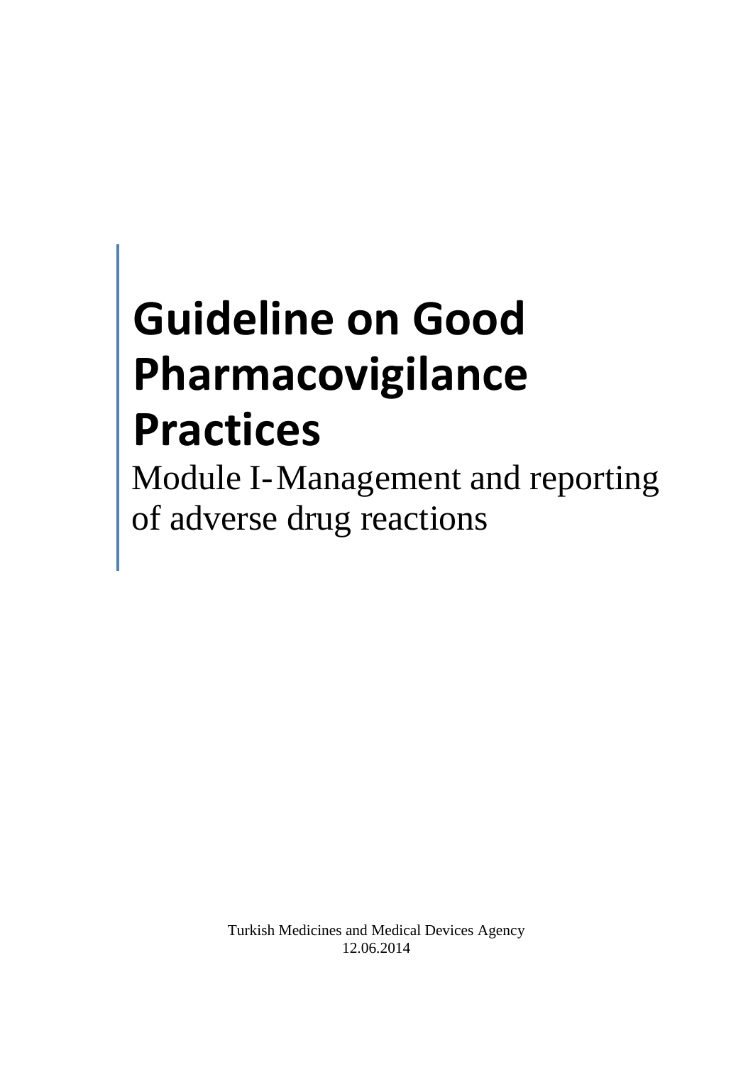# Guideline on Good Pharmacovigilance Practices

Module I- Management and reporting of adverse drug reactions

Turkish Medicines and Medical Devices Agency
12.06.2014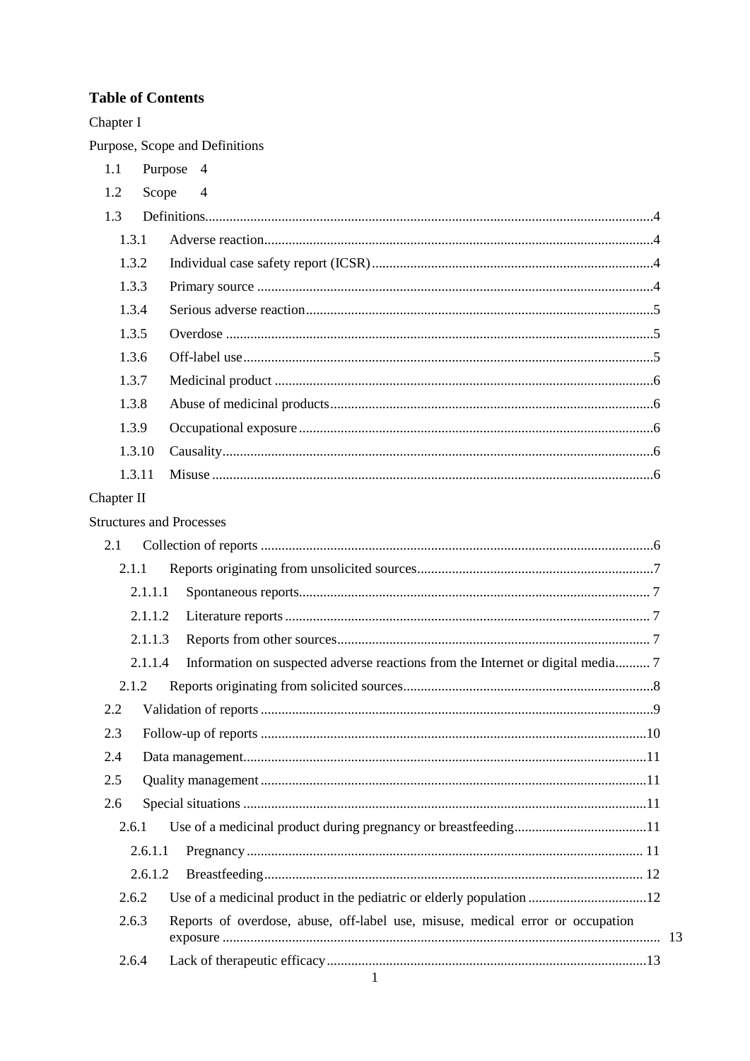**Table of Contents**

Chapter I

Purpose, Scope and Definitions

- 1.1 Purpose 4
- 1.2 Scope 4
- 1.3 Definitions....4
  - 1.3.1 Adverse reaction....4
  - 1.3.2 Individual case safety report (ICSR)....4
  - 1.3.3 Primary source....4
  - 1.3.4 Serious adverse reaction....5
  - 1.3.5 Overdose....5
  - 1.3.6 Off-label use....5
  - 1.3.7 Medicinal product....6
  - 1.3.8 Abuse of medicinal products....6
  - 1.3.9 Occupational exposure....6
  - 1.3.10 Causality....6
  - 1.3.11 Misuse....6

Chapter II

Structures and Processes

- 2.1 Collection of reports....6
  - 2.1.1 Reports originating from unsolicited sources....7
    - 2.1.1.1 Spontaneous reports....7
    - 2.1.1.2 Literature reports....7
    - 2.1.1.3 Reports from other sources....7
    - 2.1.1.4 Information on suspected adverse reactions from the Internet or digital media....7
  - 2.1.2 Reports originating from solicited sources....8
- 2.2 Validation of reports....9
- 2.3 Follow-up of reports....10
- 2.4 Data management....11
- 2.5 Quality management....11
- 2.6 Special situations....11
  - 2.6.1 Use of a medicinal product during pregnancy or breastfeeding....11
    - 2.6.1.1 Pregnancy....11
    - 2.6.1.2 Breastfeeding....12
  - 2.6.2 Use of a medicinal product in the pediatric or elderly population....12
  - 2.6.3 Reports of overdose, abuse, off-label use, misuse, medical error or occupation exposure....13
  - 2.6.4 Lack of therapeutic efficacy....13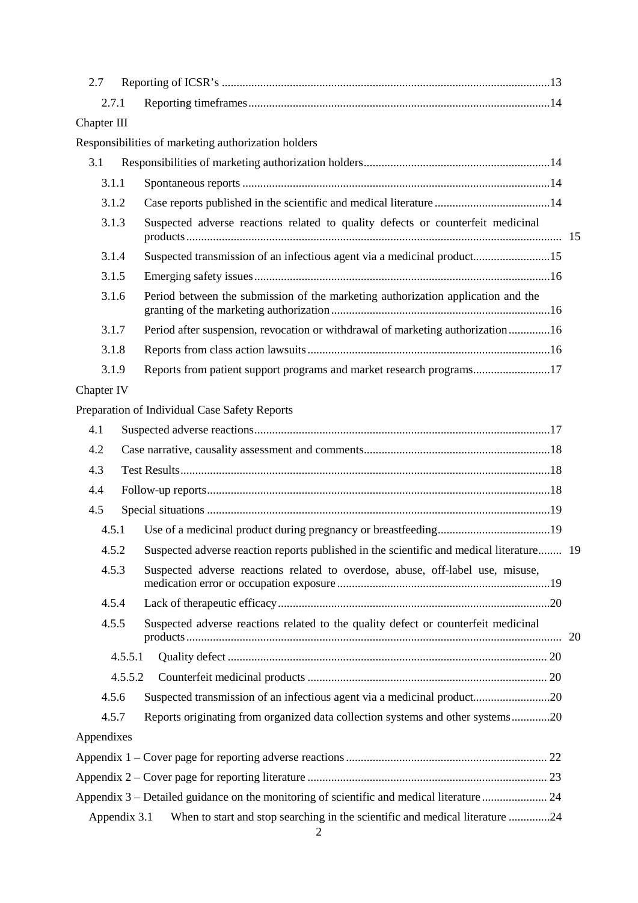| | | |
|---|---|---|
| 2.7 | Reporting of ICSR's | 13 |
| 2.7.1 | Reporting timeframes | 14 |

Chapter III

Responsibilities of marketing authorization holders

| | | |
|---|---|---|
| 3.1 | Responsibilities of marketing authorization holders | 14 |
| 3.1.1 | Spontaneous reports | 14 |
| 3.1.2 | Case reports published in the scientific and medical literature | 14 |
| 3.1.3 | Suspected adverse reactions related to quality defects or counterfeit medicinal products | 15 |
| 3.1.4 | Suspected transmission of an infectious agent via a medicinal product | 15 |
| 3.1.5 | Emerging safety issues | 16 |
| 3.1.6 | Period between the submission of the marketing authorization application and the granting of the marketing authorization | 16 |
| 3.1.7 | Period after suspension, revocation or withdrawal of marketing authorization | 16 |
| 3.1.8 | Reports from class action lawsuits | 16 |
| 3.1.9 | Reports from patient support programs and market research programs | 17 |

Chapter IV

Preparation of Individual Case Safety Reports

| | | |
|---|---|---|
| 4.1 | Suspected adverse reactions | 17 |
| 4.2 | Case narrative, causality assessment and comments | 18 |
| 4.3 | Test Results | 18 |
| 4.4 | Follow-up reports | 18 |
| 4.5 | Special situations | 19 |
| 4.5.1 | Use of a medicinal product during pregnancy or breastfeeding | 19 |
| 4.5.2 | Suspected adverse reaction reports published in the scientific and medical literature | 19 |
| 4.5.3 | Suspected adverse reactions related to overdose, abuse, off-label use, misuse, medication error or occupation exposure | 19 |
| 4.5.4 | Lack of therapeutic efficacy | 20 |
| 4.5.5 | Suspected adverse reactions related to the quality defect or counterfeit medicinal products | 20 |
| 4.5.5.1 | Quality defect | 20 |
| 4.5.5.2 | Counterfeit medicinal products | 20 |
| 4.5.6 | Suspected transmission of an infectious agent via a medicinal product | 20 |
| 4.5.7 | Reports originating from organized data collection systems and other systems | 20 |

Appendixes

| | | |
|---|---|---|
| Appendix 1 – Cover page for reporting adverse reactions | | 22 |
| Appendix 2 – Cover page for reporting literature | | 23 |
| Appendix 3 – Detailed guidance on the monitoring of scientific and medical literature | | 24 |
| Appendix 3.1 | When to start and stop searching in the scientific and medical literature | 24 |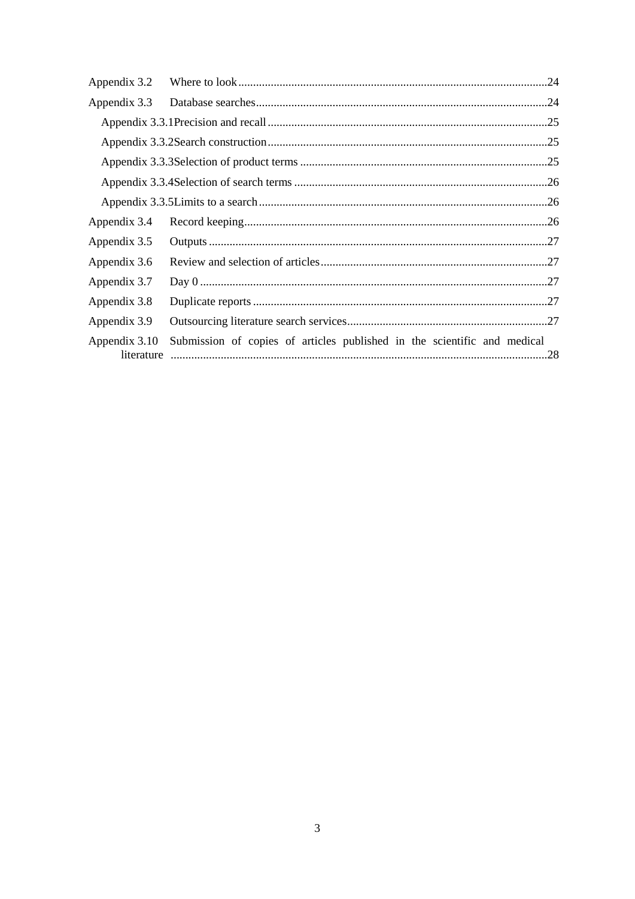Appendix 3.2 Where to look ........................................................................................................24

Appendix 3.3 Database searches..................................................................................................24

Appendix 3.3.1 Precision and recall ..............................................................................................25

Appendix 3.3.2 Search construction ..............................................................................................25

Appendix 3.3.3 Selection of product terms ...................................................................................25

Appendix 3.3.4 Selection of search terms .....................................................................................26

Appendix 3.3.5 Limits to a search .................................................................................................26

Appendix 3.4 Record keeping......................................................................................................26

Appendix 3.5 Outputs .................................................................................................................27

Appendix 3.6 Review and selection of articles............................................................................27

Appendix 3.7 Day 0 .....................................................................................................................27

Appendix 3.8 Duplicate reports ...................................................................................................27

Appendix 3.9 Outsourcing literature search services...................................................................27

Appendix 3.10 Submission of copies of articles published in the scientific and medical literature ...............................................................................................................................28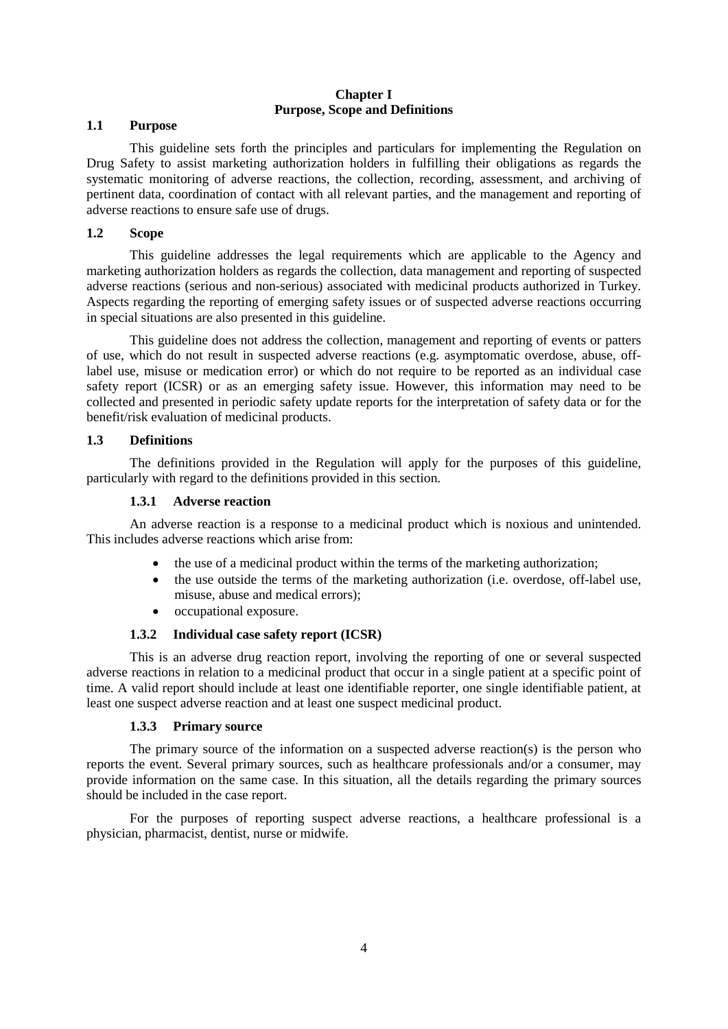# Chapter I
# Purpose, Scope and Definitions

## 1.1 Purpose

This guideline sets forth the principles and particulars for implementing the Regulation on Drug Safety to assist marketing authorization holders in fulfilling their obligations as regards the systematic monitoring of adverse reactions, the collection, recording, assessment, and archiving of pertinent data, coordination of contact with all relevant parties, and the management and reporting of adverse reactions to ensure safe use of drugs.

## 1.2 Scope

This guideline addresses the legal requirements which are applicable to the Agency and marketing authorization holders as regards the collection, data management and reporting of suspected adverse reactions (serious and non-serious) associated with medicinal products authorized in Turkey. Aspects regarding the reporting of emerging safety issues or of suspected adverse reactions occurring in special situations are also presented in this guideline.

This guideline does not address the collection, management and reporting of events or patters of use, which do not result in suspected adverse reactions (e.g. asymptomatic overdose, abuse, off-label use, misuse or medication error) or which do not require to be reported as an individual case safety report (ICSR) or as an emerging safety issue. However, this information may need to be collected and presented in periodic safety update reports for the interpretation of safety data or for the benefit/risk evaluation of medicinal products.

## 1.3 Definitions

The definitions provided in the Regulation will apply for the purposes of this guideline, particularly with regard to the definitions provided in this section.

### 1.3.1 Adverse reaction

An adverse reaction is a response to a medicinal product which is noxious and unintended. This includes adverse reactions which arise from:

- the use of a medicinal product within the terms of the marketing authorization;
- the use outside the terms of the marketing authorization (i.e. overdose, off-label use, misuse, abuse and medical errors);
- occupational exposure.

### 1.3.2 Individual case safety report (ICSR)

This is an adverse drug reaction report, involving the reporting of one or several suspected adverse reactions in relation to a medicinal product that occur in a single patient at a specific point of time. A valid report should include at least one identifiable reporter, one single identifiable patient, at least one suspect adverse reaction and at least one suspect medicinal product.

### 1.3.3 Primary source

The primary source of the information on a suspected adverse reaction(s) is the person who reports the event. Several primary sources, such as healthcare professionals and/or a consumer, may provide information on the same case. In this situation, all the details regarding the primary sources should be included in the case report.

For the purposes of reporting suspect adverse reactions, a healthcare professional is a physician, pharmacist, dentist, nurse or midwife.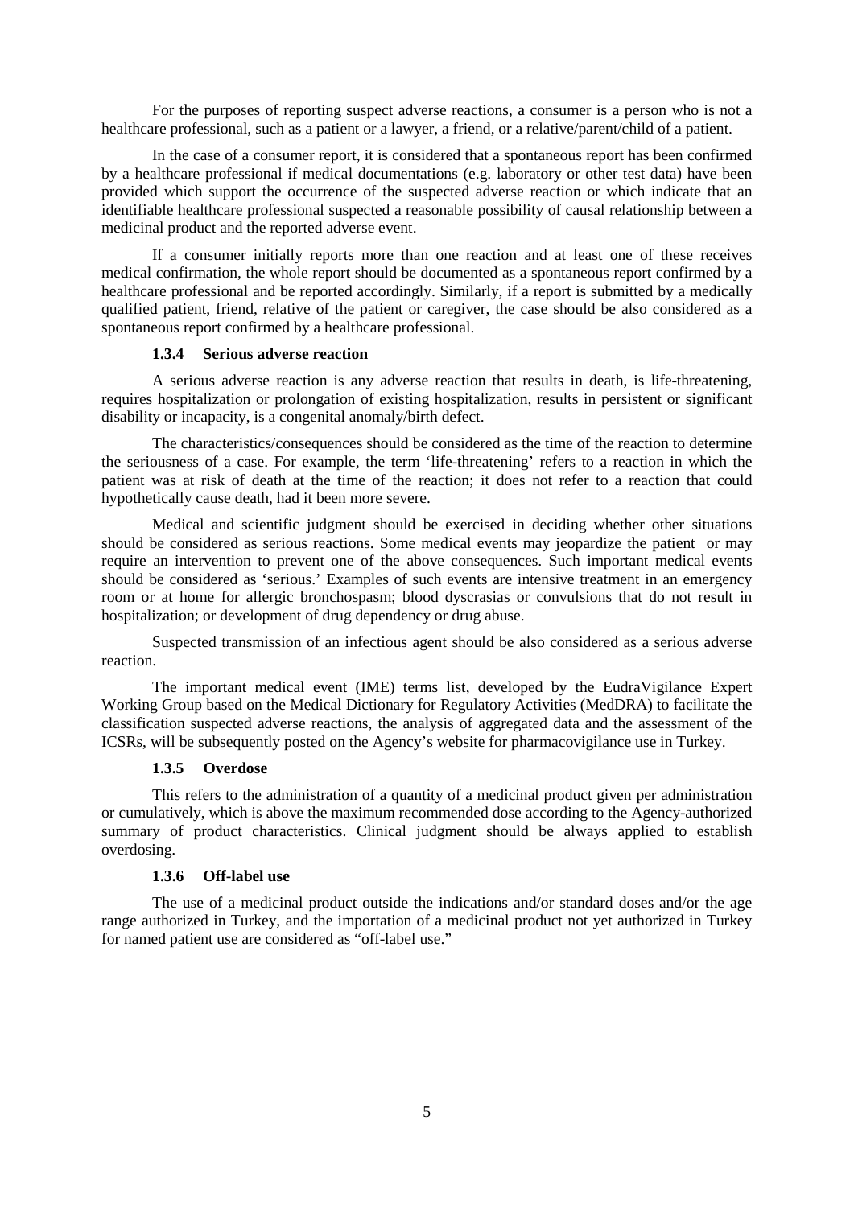For the purposes of reporting suspect adverse reactions, a consumer is a person who is not a healthcare professional, such as a patient or a lawyer, a friend, or a relative/parent/child of a patient.

In the case of a consumer report, it is considered that a spontaneous report has been confirmed by a healthcare professional if medical documentations (e.g. laboratory or other test data) have been provided which support the occurrence of the suspected adverse reaction or which indicate that an identifiable healthcare professional suspected a reasonable possibility of causal relationship between a medicinal product and the reported adverse event.

If a consumer initially reports more than one reaction and at least one of these receives medical confirmation, the whole report should be documented as a spontaneous report confirmed by a healthcare professional and be reported accordingly. Similarly, if a report is submitted by a medically qualified patient, friend, relative of the patient or caregiver, the case should be also considered as a spontaneous report confirmed by a healthcare professional.

### 1.3.4 Serious adverse reaction

A serious adverse reaction is any adverse reaction that results in death, is life-threatening, requires hospitalization or prolongation of existing hospitalization, results in persistent or significant disability or incapacity, is a congenital anomaly/birth defect.

The characteristics/consequences should be considered as the time of the reaction to determine the seriousness of a case. For example, the term 'life-threatening' refers to a reaction in which the patient was at risk of death at the time of the reaction; it does not refer to a reaction that could hypothetically cause death, had it been more severe.

Medical and scientific judgment should be exercised in deciding whether other situations should be considered as serious reactions. Some medical events may jeopardize the patient or may require an intervention to prevent one of the above consequences. Such important medical events should be considered as 'serious.' Examples of such events are intensive treatment in an emergency room or at home for allergic bronchospasm; blood dyscrasias or convulsions that do not result in hospitalization; or development of drug dependency or drug abuse.

Suspected transmission of an infectious agent should be also considered as a serious adverse reaction.

The important medical event (IME) terms list, developed by the EudraVigilance Expert Working Group based on the Medical Dictionary for Regulatory Activities (MedDRA) to facilitate the classification suspected adverse reactions, the analysis of aggregated data and the assessment of the ICSRs, will be subsequently posted on the Agency's website for pharmacovigilance use in Turkey.

### 1.3.5 Overdose

This refers to the administration of a quantity of a medicinal product given per administration or cumulatively, which is above the maximum recommended dose according to the Agency-authorized summary of product characteristics. Clinical judgment should be always applied to establish overdosing.

### 1.3.6 Off-label use

The use of a medicinal product outside the indications and/or standard doses and/or the age range authorized in Turkey, and the importation of a medicinal product not yet authorized in Turkey for named patient use are considered as "off-label use."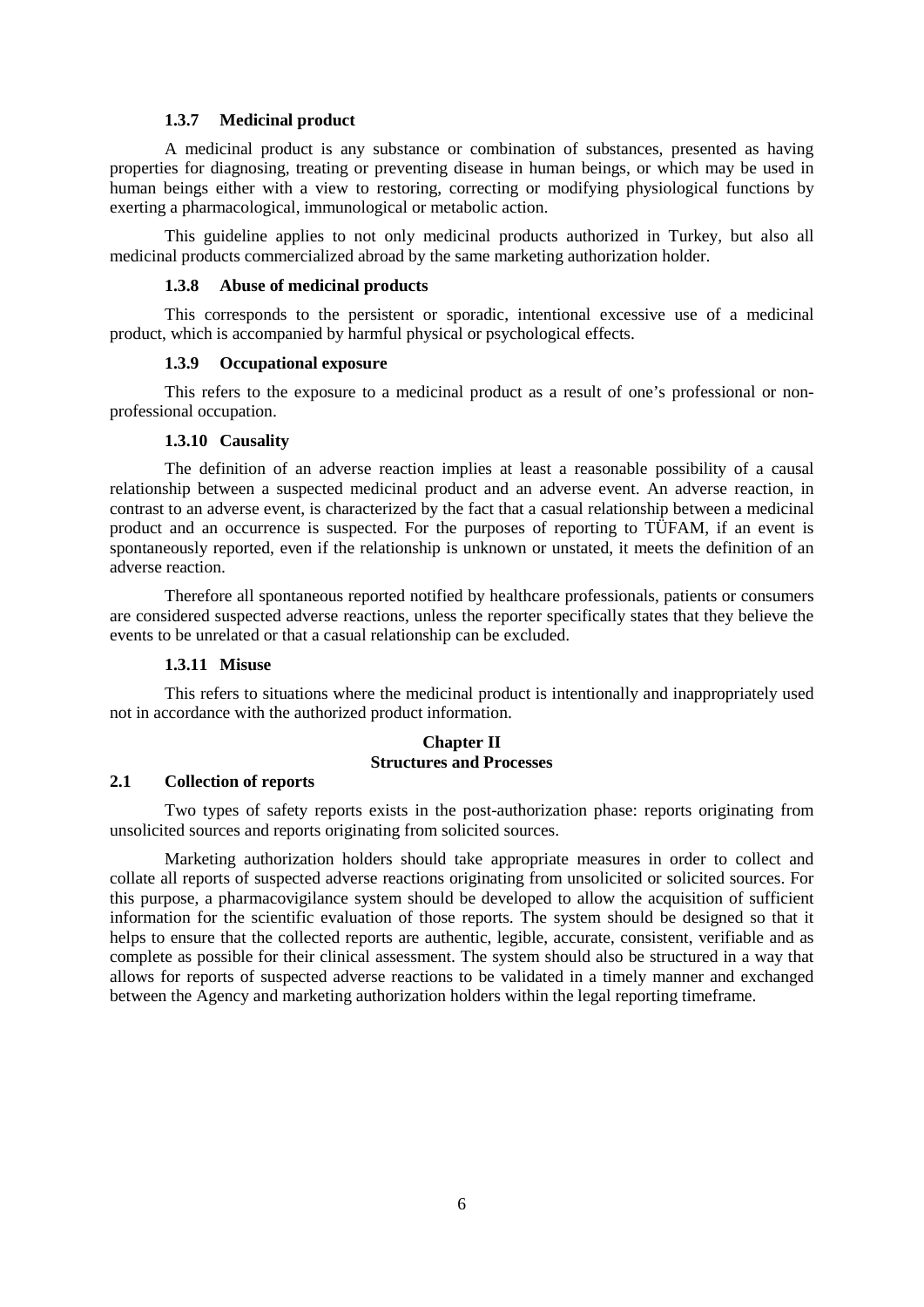#### 1.3.7 Medicinal product

A medicinal product is any substance or combination of substances, presented as having properties for diagnosing, treating or preventing disease in human beings, or which may be used in human beings either with a view to restoring, correcting or modifying physiological functions by exerting a pharmacological, immunological or metabolic action.

This guideline applies to not only medicinal products authorized in Turkey, but also all medicinal products commercialized abroad by the same marketing authorization holder.

#### 1.3.8 Abuse of medicinal products

This corresponds to the persistent or sporadic, intentional excessive use of a medicinal product, which is accompanied by harmful physical or psychological effects.

#### 1.3.9 Occupational exposure

This refers to the exposure to a medicinal product as a result of one's professional or non-professional occupation.

#### 1.3.10 Causality

The definition of an adverse reaction implies at least a reasonable possibility of a causal relationship between a suspected medicinal product and an adverse event. An adverse reaction, in contrast to an adverse event, is characterized by the fact that a casual relationship between a medicinal product and an occurrence is suspected. For the purposes of reporting to TÜFAM, if an event is spontaneously reported, even if the relationship is unknown or unstated, it meets the definition of an adverse reaction.

Therefore all spontaneous reported notified by healthcare professionals, patients or consumers are considered suspected adverse reactions, unless the reporter specifically states that they believe the events to be unrelated or that a casual relationship can be excluded.

#### 1.3.11 Misuse

This refers to situations where the medicinal product is intentionally and inappropriately used not in accordance with the authorized product information.

## Chapter II
## Structures and Processes

### 2.1 Collection of reports

Two types of safety reports exists in the post-authorization phase: reports originating from unsolicited sources and reports originating from solicited sources.

Marketing authorization holders should take appropriate measures in order to collect and collate all reports of suspected adverse reactions originating from unsolicited or solicited sources. For this purpose, a pharmacovigilance system should be developed to allow the acquisition of sufficient information for the scientific evaluation of those reports. The system should be designed so that it helps to ensure that the collected reports are authentic, legible, accurate, consistent, verifiable and as complete as possible for their clinical assessment. The system should also be structured in a way that allows for reports of suspected adverse reactions to be validated in a timely manner and exchanged between the Agency and marketing authorization holders within the legal reporting timeframe.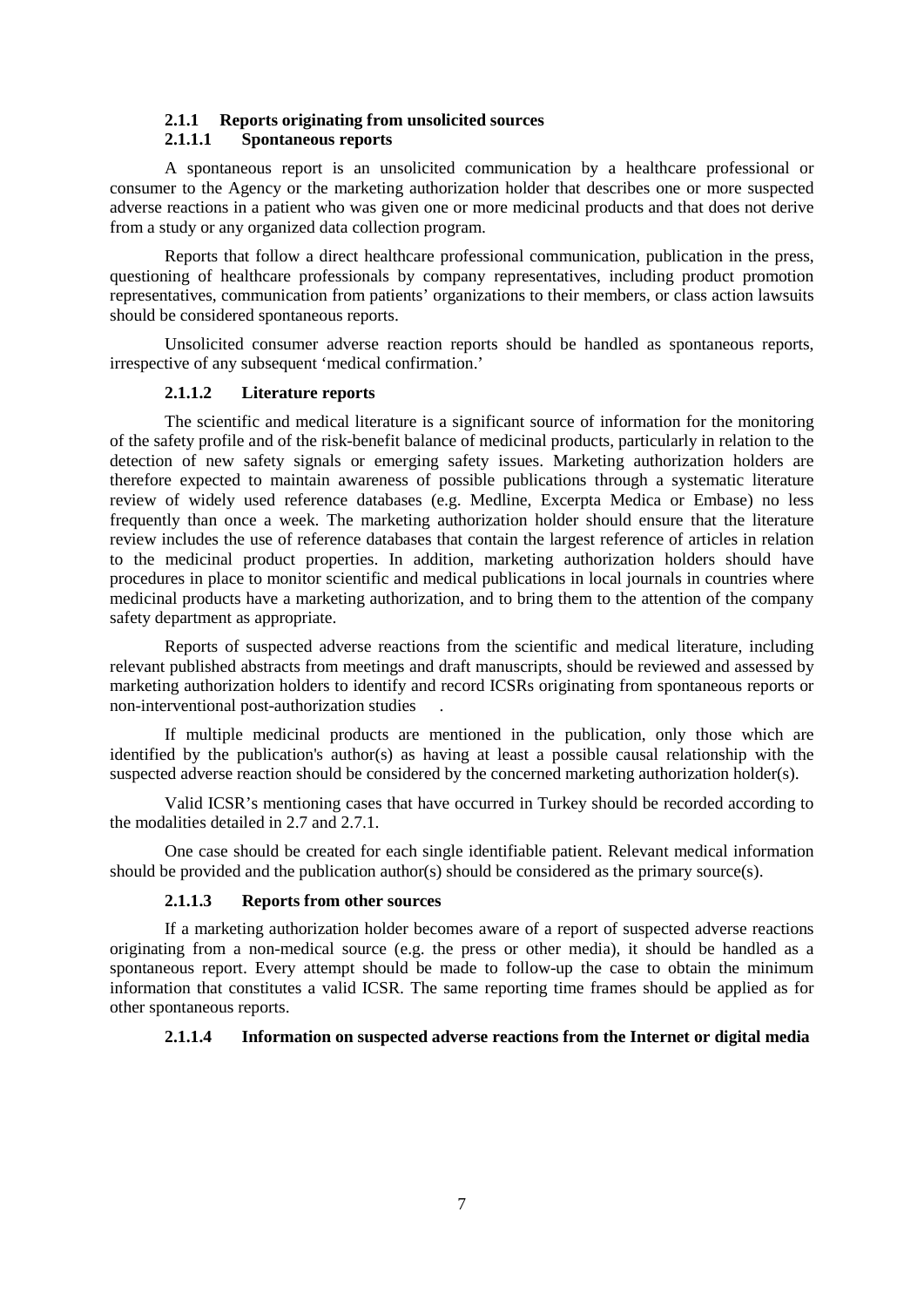### 2.1.1 Reports originating from unsolicited sources

#### 2.1.1.1 Spontaneous reports

A spontaneous report is an unsolicited communication by a healthcare professional or consumer to the Agency or the marketing authorization holder that describes one or more suspected adverse reactions in a patient who was given one or more medicinal products and that does not derive from a study or any organized data collection program.

Reports that follow a direct healthcare professional communication, publication in the press, questioning of healthcare professionals by company representatives, including product promotion representatives, communication from patients' organizations to their members, or class action lawsuits should be considered spontaneous reports.

Unsolicited consumer adverse reaction reports should be handled as spontaneous reports, irrespective of any subsequent 'medical confirmation.'

#### 2.1.1.2 Literature reports

The scientific and medical literature is a significant source of information for the monitoring of the safety profile and of the risk-benefit balance of medicinal products, particularly in relation to the detection of new safety signals or emerging safety issues. Marketing authorization holders are therefore expected to maintain awareness of possible publications through a systematic literature review of widely used reference databases (e.g. Medline, Excerpta Medica or Embase) no less frequently than once a week. The marketing authorization holder should ensure that the literature review includes the use of reference databases that contain the largest reference of articles in relation to the medicinal product properties. In addition, marketing authorization holders should have procedures in place to monitor scientific and medical publications in local journals in countries where medicinal products have a marketing authorization, and to bring them to the attention of the company safety department as appropriate.

Reports of suspected adverse reactions from the scientific and medical literature, including relevant published abstracts from meetings and draft manuscripts, should be reviewed and assessed by marketing authorization holders to identify and record ICSRs originating from spontaneous reports or non-interventional post-authorization studies .

If multiple medicinal products are mentioned in the publication, only those which are identified by the publication's author(s) as having at least a possible causal relationship with the suspected adverse reaction should be considered by the concerned marketing authorization holder(s).

Valid ICSR's mentioning cases that have occurred in Turkey should be recorded according to the modalities detailed in 2.7 and 2.7.1.

One case should be created for each single identifiable patient. Relevant medical information should be provided and the publication author(s) should be considered as the primary source(s).

#### 2.1.1.3 Reports from other sources

If a marketing authorization holder becomes aware of a report of suspected adverse reactions originating from a non-medical source (e.g. the press or other media), it should be handled as a spontaneous report. Every attempt should be made to follow-up the case to obtain the minimum information that constitutes a valid ICSR. The same reporting time frames should be applied as for other spontaneous reports.

#### 2.1.1.4 Information on suspected adverse reactions from the Internet or digital media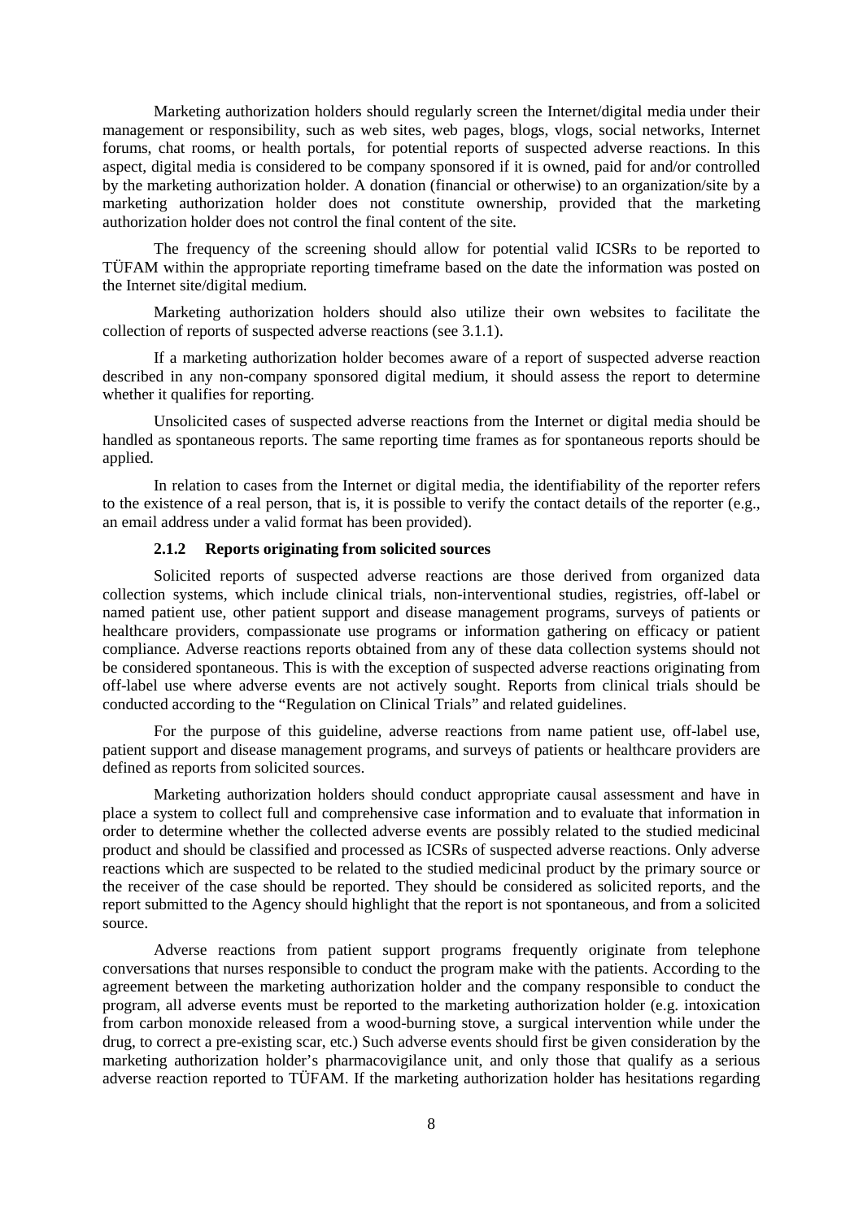Marketing authorization holders should regularly screen the Internet/digital media under their management or responsibility, such as web sites, web pages, blogs, vlogs, social networks, Internet forums, chat rooms, or health portals, for potential reports of suspected adverse reactions. In this aspect, digital media is considered to be company sponsored if it is owned, paid for and/or controlled by the marketing authorization holder. A donation (financial or otherwise) to an organization/site by a marketing authorization holder does not constitute ownership, provided that the marketing authorization holder does not control the final content of the site.

The frequency of the screening should allow for potential valid ICSRs to be reported to TÜFAM within the appropriate reporting timeframe based on the date the information was posted on the Internet site/digital medium.

Marketing authorization holders should also utilize their own websites to facilitate the collection of reports of suspected adverse reactions (see 3.1.1).

If a marketing authorization holder becomes aware of a report of suspected adverse reaction described in any non-company sponsored digital medium, it should assess the report to determine whether it qualifies for reporting.

Unsolicited cases of suspected adverse reactions from the Internet or digital media should be handled as spontaneous reports. The same reporting time frames as for spontaneous reports should be applied.

In relation to cases from the Internet or digital media, the identifiability of the reporter refers to the existence of a real person, that is, it is possible to verify the contact details of the reporter (e.g., an email address under a valid format has been provided).

### 2.1.2 Reports originating from solicited sources

Solicited reports of suspected adverse reactions are those derived from organized data collection systems, which include clinical trials, non-interventional studies, registries, off-label or named patient use, other patient support and disease management programs, surveys of patients or healthcare providers, compassionate use programs or information gathering on efficacy or patient compliance. Adverse reactions reports obtained from any of these data collection systems should not be considered spontaneous. This is with the exception of suspected adverse reactions originating from off-label use where adverse events are not actively sought. Reports from clinical trials should be conducted according to the "Regulation on Clinical Trials" and related guidelines.

For the purpose of this guideline, adverse reactions from name patient use, off-label use, patient support and disease management programs, and surveys of patients or healthcare providers are defined as reports from solicited sources.

Marketing authorization holders should conduct appropriate causal assessment and have in place a system to collect full and comprehensive case information and to evaluate that information in order to determine whether the collected adverse events are possibly related to the studied medicinal product and should be classified and processed as ICSRs of suspected adverse reactions. Only adverse reactions which are suspected to be related to the studied medicinal product by the primary source or the receiver of the case should be reported. They should be considered as solicited reports, and the report submitted to the Agency should highlight that the report is not spontaneous, and from a solicited source.

Adverse reactions from patient support programs frequently originate from telephone conversations that nurses responsible to conduct the program make with the patients. According to the agreement between the marketing authorization holder and the company responsible to conduct the program, all adverse events must be reported to the marketing authorization holder (e.g. intoxication from carbon monoxide released from a wood-burning stove, a surgical intervention while under the drug, to correct a pre-existing scar, etc.) Such adverse events should first be given consideration by the marketing authorization holder's pharmacovigilance unit, and only those that qualify as a serious adverse reaction reported to TÜFAM. If the marketing authorization holder has hesitations regarding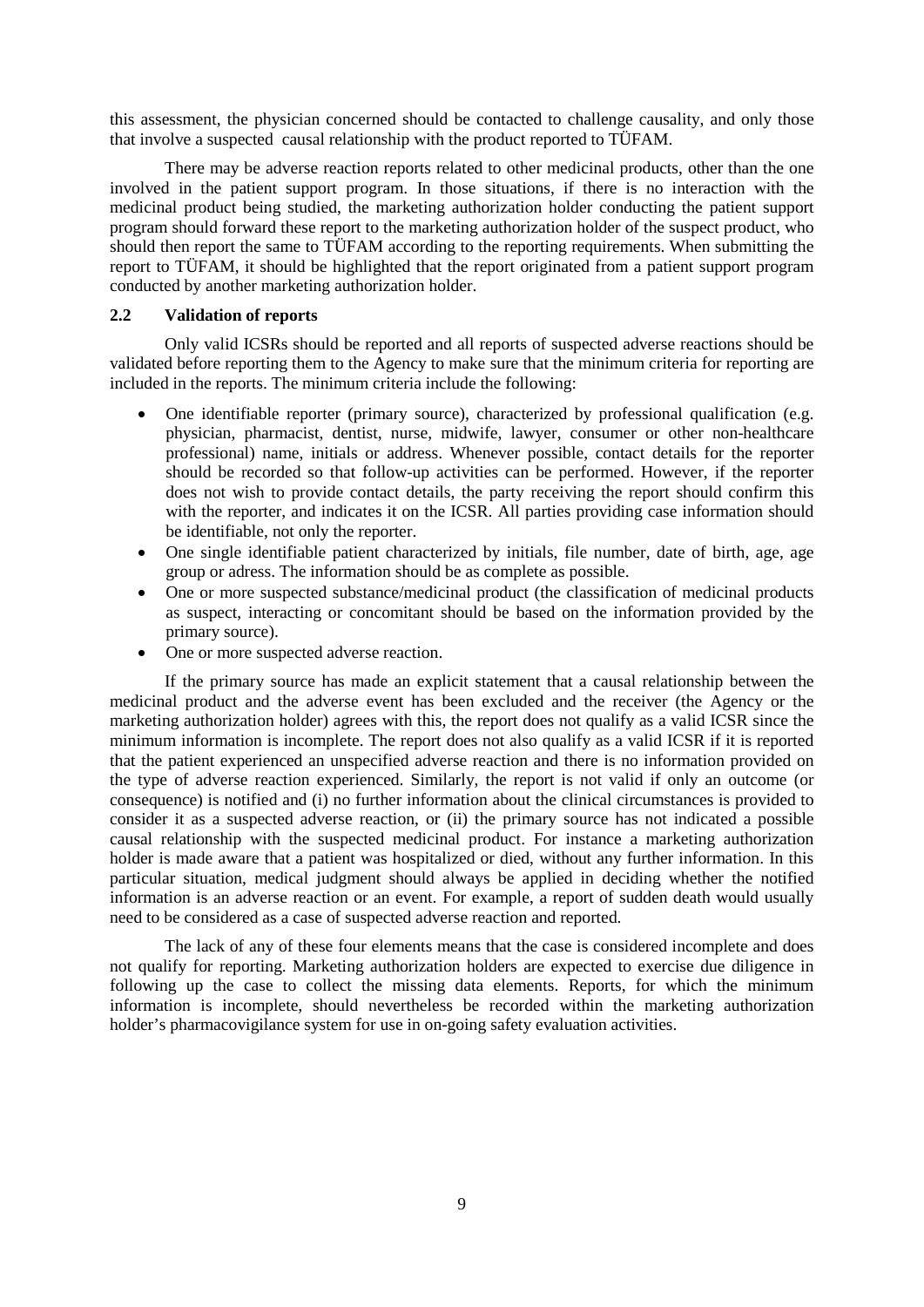this assessment, the physician concerned should be contacted to challenge causality, and only those that involve a suspected causal relationship with the product reported to TÜFAM.

There may be adverse reaction reports related to other medicinal products, other than the one involved in the patient support program. In those situations, if there is no interaction with the medicinal product being studied, the marketing authorization holder conducting the patient support program should forward these report to the marketing authorization holder of the suspect product, who should then report the same to TÜFAM according to the reporting requirements. When submitting the report to TÜFAM, it should be highlighted that the report originated from a patient support program conducted by another marketing authorization holder.

### 2.2 Validation of reports

Only valid ICSRs should be reported and all reports of suspected adverse reactions should be validated before reporting them to the Agency to make sure that the minimum criteria for reporting are included in the reports. The minimum criteria include the following:

- One identifiable reporter (primary source), characterized by professional qualification (e.g. physician, pharmacist, dentist, nurse, midwife, lawyer, consumer or other non-healthcare professional) name, initials or address. Whenever possible, contact details for the reporter should be recorded so that follow-up activities can be performed. However, if the reporter does not wish to provide contact details, the party receiving the report should confirm this with the reporter, and indicates it on the ICSR. All parties providing case information should be identifiable, not only the reporter.
- One single identifiable patient characterized by initials, file number, date of birth, age, age group or adress. The information should be as complete as possible.
- One or more suspected substance/medicinal product (the classification of medicinal products as suspect, interacting or concomitant should be based on the information provided by the primary source).
- One or more suspected adverse reaction.

If the primary source has made an explicit statement that a causal relationship between the medicinal product and the adverse event has been excluded and the receiver (the Agency or the marketing authorization holder) agrees with this, the report does not qualify as a valid ICSR since the minimum information is incomplete. The report does not also qualify as a valid ICSR if it is reported that the patient experienced an unspecified adverse reaction and there is no information provided on the type of adverse reaction experienced. Similarly, the report is not valid if only an outcome (or consequence) is notified and (i) no further information about the clinical circumstances is provided to consider it as a suspected adverse reaction, or (ii) the primary source has not indicated a possible causal relationship with the suspected medicinal product. For instance a marketing authorization holder is made aware that a patient was hospitalized or died, without any further information. In this particular situation, medical judgment should always be applied in deciding whether the notified information is an adverse reaction or an event. For example, a report of sudden death would usually need to be considered as a case of suspected adverse reaction and reported.

The lack of any of these four elements means that the case is considered incomplete and does not qualify for reporting. Marketing authorization holders are expected to exercise due diligence in following up the case to collect the missing data elements. Reports, for which the minimum information is incomplete, should nevertheless be recorded within the marketing authorization holder's pharmacovigilance system for use in on-going safety evaluation activities.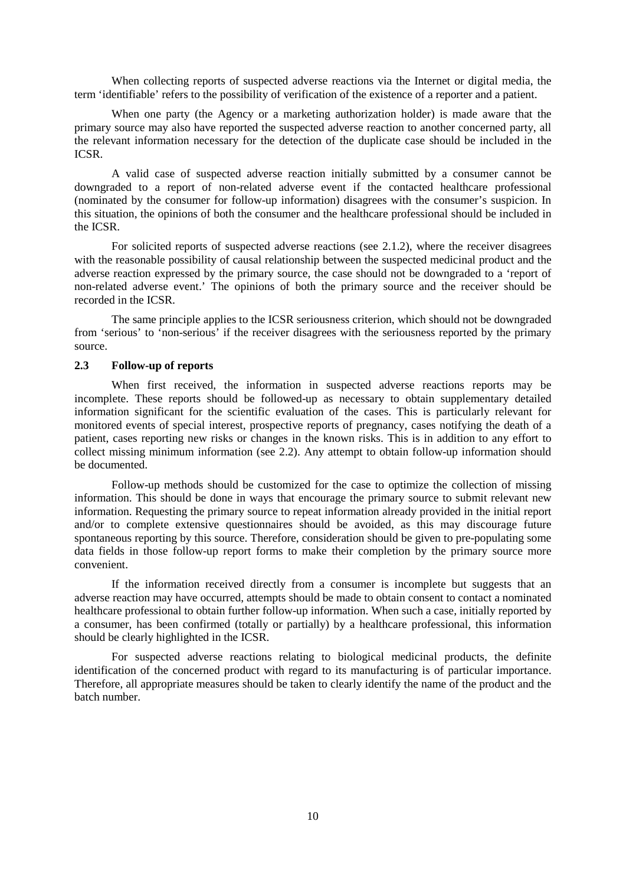When collecting reports of suspected adverse reactions via the Internet or digital media, the term 'identifiable' refers to the possibility of verification of the existence of a reporter and a patient.

When one party (the Agency or a marketing authorization holder) is made aware that the primary source may also have reported the suspected adverse reaction to another concerned party, all the relevant information necessary for the detection of the duplicate case should be included in the ICSR.

A valid case of suspected adverse reaction initially submitted by a consumer cannot be downgraded to a report of non-related adverse event if the contacted healthcare professional (nominated by the consumer for follow-up information) disagrees with the consumer's suspicion. In this situation, the opinions of both the consumer and the healthcare professional should be included in the ICSR.

For solicited reports of suspected adverse reactions (see 2.1.2), where the receiver disagrees with the reasonable possibility of causal relationship between the suspected medicinal product and the adverse reaction expressed by the primary source, the case should not be downgraded to a 'report of non-related adverse event.' The opinions of both the primary source and the receiver should be recorded in the ICSR.

The same principle applies to the ICSR seriousness criterion, which should not be downgraded from 'serious' to 'non-serious' if the receiver disagrees with the seriousness reported by the primary source.

### 2.3 Follow-up of reports

When first received, the information in suspected adverse reactions reports may be incomplete. These reports should be followed-up as necessary to obtain supplementary detailed information significant for the scientific evaluation of the cases. This is particularly relevant for monitored events of special interest, prospective reports of pregnancy, cases notifying the death of a patient, cases reporting new risks or changes in the known risks. This is in addition to any effort to collect missing minimum information (see 2.2). Any attempt to obtain follow-up information should be documented.

Follow-up methods should be customized for the case to optimize the collection of missing information. This should be done in ways that encourage the primary source to submit relevant new information. Requesting the primary source to repeat information already provided in the initial report and/or to complete extensive questionnaires should be avoided, as this may discourage future spontaneous reporting by this source. Therefore, consideration should be given to pre-populating some data fields in those follow-up report forms to make their completion by the primary source more convenient.

If the information received directly from a consumer is incomplete but suggests that an adverse reaction may have occurred, attempts should be made to obtain consent to contact a nominated healthcare professional to obtain further follow-up information. When such a case, initially reported by a consumer, has been confirmed (totally or partially) by a healthcare professional, this information should be clearly highlighted in the ICSR.

For suspected adverse reactions relating to biological medicinal products, the definite identification of the concerned product with regard to its manufacturing is of particular importance. Therefore, all appropriate measures should be taken to clearly identify the name of the product and the batch number.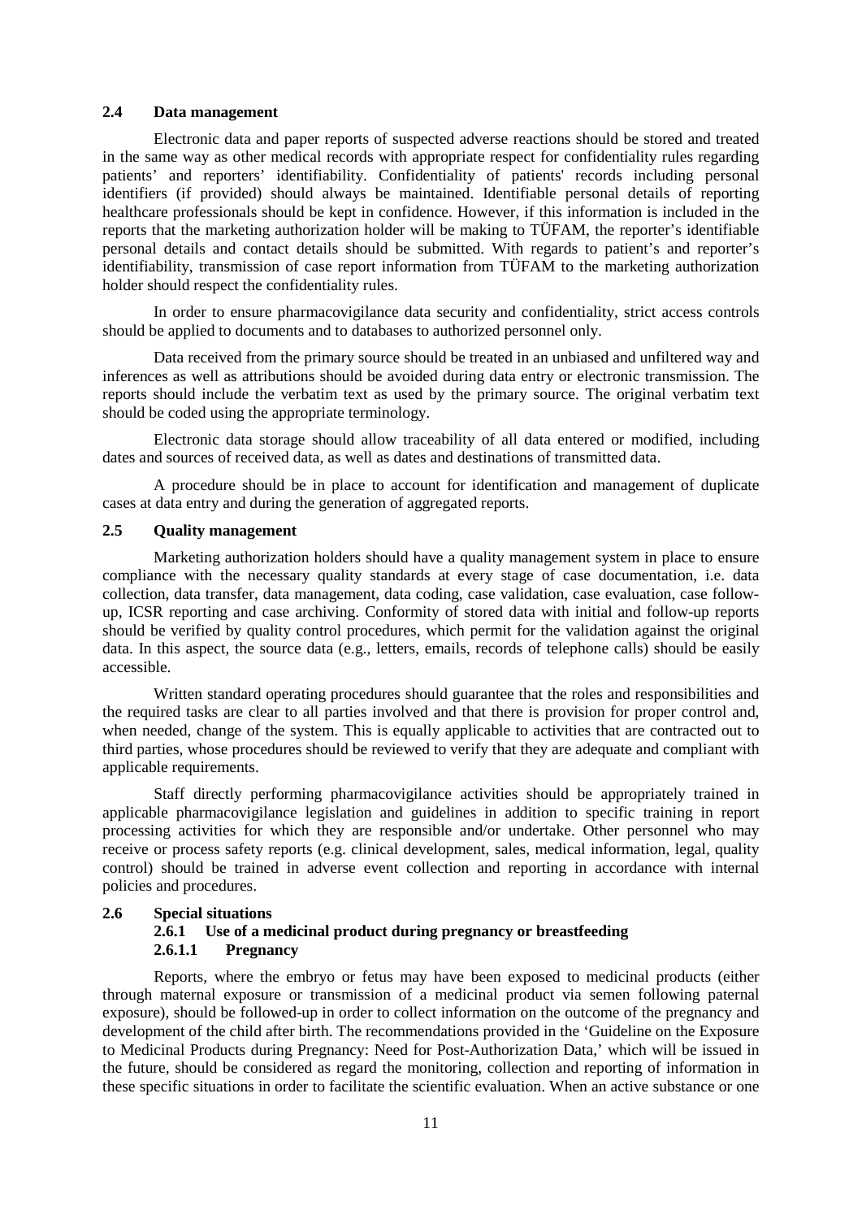### 2.4 Data management

Electronic data and paper reports of suspected adverse reactions should be stored and treated in the same way as other medical records with appropriate respect for confidentiality rules regarding patients' and reporters' identifiability. Confidentiality of patients' records including personal identifiers (if provided) should always be maintained. Identifiable personal details of reporting healthcare professionals should be kept in confidence. However, if this information is included in the reports that the marketing authorization holder will be making to TÜFAM, the reporter's identifiable personal details and contact details should be submitted. With regards to patient's and reporter's identifiability, transmission of case report information from TÜFAM to the marketing authorization holder should respect the confidentiality rules.

In order to ensure pharmacovigilance data security and confidentiality, strict access controls should be applied to documents and to databases to authorized personnel only.

Data received from the primary source should be treated in an unbiased and unfiltered way and inferences as well as attributions should be avoided during data entry or electronic transmission. The reports should include the verbatim text as used by the primary source. The original verbatim text should be coded using the appropriate terminology.

Electronic data storage should allow traceability of all data entered or modified, including dates and sources of received data, as well as dates and destinations of transmitted data.

A procedure should be in place to account for identification and management of duplicate cases at data entry and during the generation of aggregated reports.

### 2.5 Quality management

Marketing authorization holders should have a quality management system in place to ensure compliance with the necessary quality standards at every stage of case documentation, i.e. data collection, data transfer, data management, data coding, case validation, case evaluation, case follow-up, ICSR reporting and case archiving. Conformity of stored data with initial and follow-up reports should be verified by quality control procedures, which permit for the validation against the original data. In this aspect, the source data (e.g., letters, emails, records of telephone calls) should be easily accessible.

Written standard operating procedures should guarantee that the roles and responsibilities and the required tasks are clear to all parties involved and that there is provision for proper control and, when needed, change of the system. This is equally applicable to activities that are contracted out to third parties, whose procedures should be reviewed to verify that they are adequate and compliant with applicable requirements.

Staff directly performing pharmacovigilance activities should be appropriately trained in applicable pharmacovigilance legislation and guidelines in addition to specific training in report processing activities for which they are responsible and/or undertake. Other personnel who may receive or process safety reports (e.g. clinical development, sales, medical information, legal, quality control) should be trained in adverse event collection and reporting in accordance with internal policies and procedures.

### 2.6 Special situations

#### 2.6.1 Use of a medicinal product during pregnancy or breastfeeding

##### 2.6.1.1 Pregnancy

Reports, where the embryo or fetus may have been exposed to medicinal products (either through maternal exposure or transmission of a medicinal product via semen following paternal exposure), should be followed-up in order to collect information on the outcome of the pregnancy and development of the child after birth. The recommendations provided in the 'Guideline on the Exposure to Medicinal Products during Pregnancy: Need for Post-Authorization Data,' which will be issued in the future, should be considered as regard the monitoring, collection and reporting of information in these specific situations in order to facilitate the scientific evaluation. When an active substance or one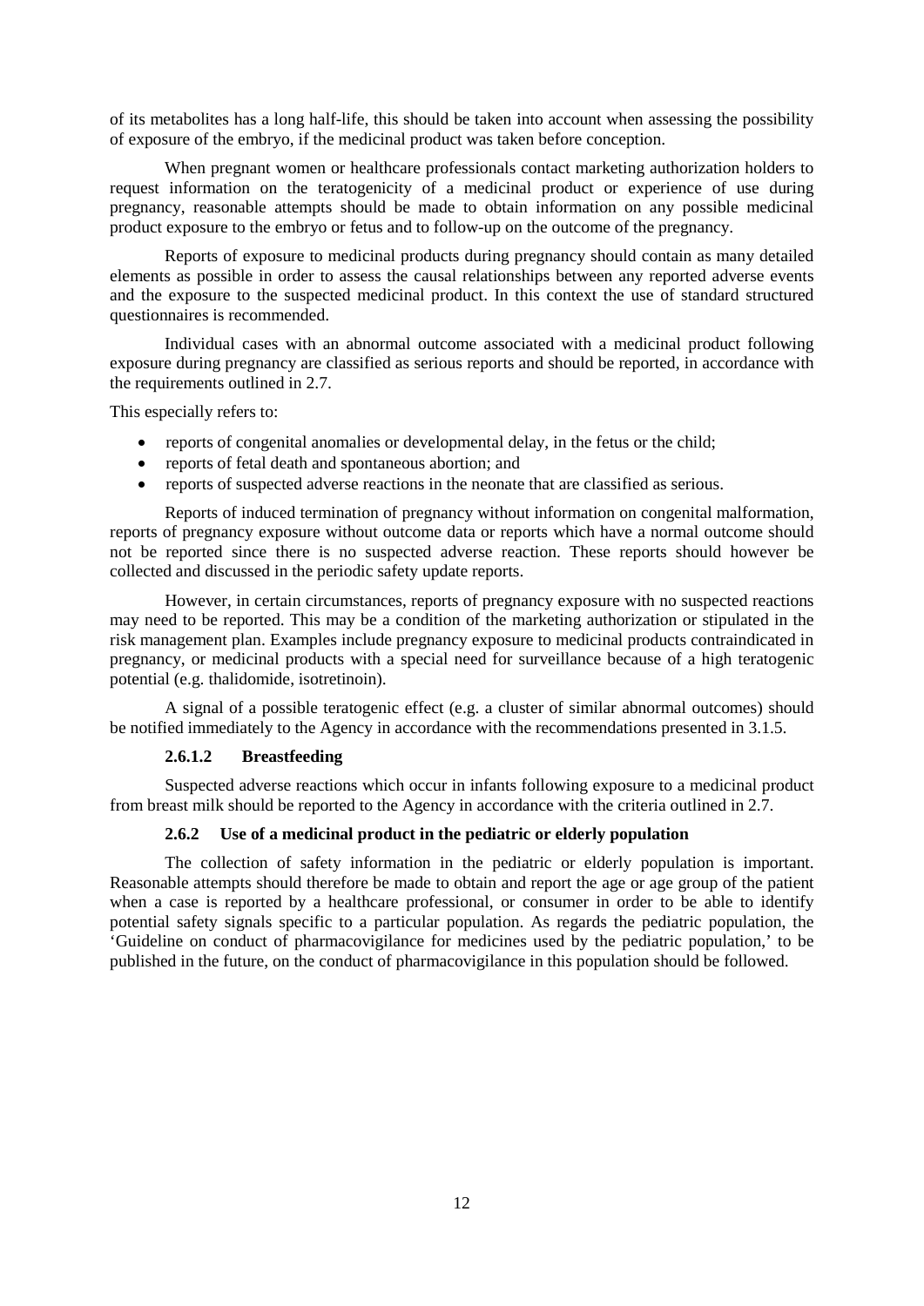of its metabolites has a long half-life, this should be taken into account when assessing the possibility of exposure of the embryo, if the medicinal product was taken before conception.

When pregnant women or healthcare professionals contact marketing authorization holders to request information on the teratogenicity of a medicinal product or experience of use during pregnancy, reasonable attempts should be made to obtain information on any possible medicinal product exposure to the embryo or fetus and to follow-up on the outcome of the pregnancy.

Reports of exposure to medicinal products during pregnancy should contain as many detailed elements as possible in order to assess the causal relationships between any reported adverse events and the exposure to the suspected medicinal product. In this context the use of standard structured questionnaires is recommended.

Individual cases with an abnormal outcome associated with a medicinal product following exposure during pregnancy are classified as serious reports and should be reported, in accordance with the requirements outlined in 2.7.

This especially refers to:

- reports of congenital anomalies or developmental delay, in the fetus or the child;
- reports of fetal death and spontaneous abortion; and
- reports of suspected adverse reactions in the neonate that are classified as serious.

Reports of induced termination of pregnancy without information on congenital malformation, reports of pregnancy exposure without outcome data or reports which have a normal outcome should not be reported since there is no suspected adverse reaction. These reports should however be collected and discussed in the periodic safety update reports.

However, in certain circumstances, reports of pregnancy exposure with no suspected reactions may need to be reported. This may be a condition of the marketing authorization or stipulated in the risk management plan. Examples include pregnancy exposure to medicinal products contraindicated in pregnancy, or medicinal products with a special need for surveillance because of a high teratogenic potential (e.g. thalidomide, isotretinoin).

A signal of a possible teratogenic effect (e.g. a cluster of similar abnormal outcomes) should be notified immediately to the Agency in accordance with the recommendations presented in 3.1.5.

#### 2.6.1.2 Breastfeeding

Suspected adverse reactions which occur in infants following exposure to a medicinal product from breast milk should be reported to the Agency in accordance with the criteria outlined in 2.7.

### 2.6.2 Use of a medicinal product in the pediatric or elderly population

The collection of safety information in the pediatric or elderly population is important. Reasonable attempts should therefore be made to obtain and report the age or age group of the patient when a case is reported by a healthcare professional, or consumer in order to be able to identify potential safety signals specific to a particular population. As regards the pediatric population, the 'Guideline on conduct of pharmacovigilance for medicines used by the pediatric population,' to be published in the future, on the conduct of pharmacovigilance in this population should be followed.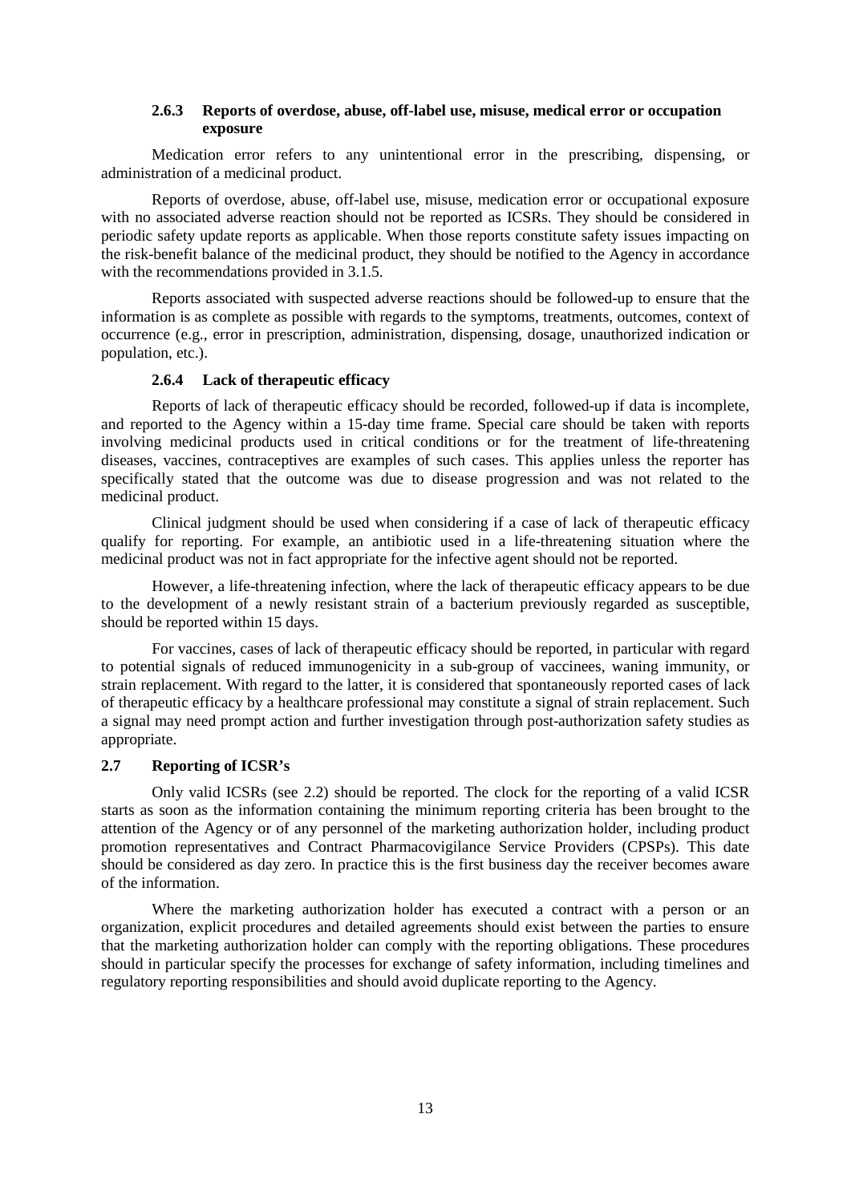### 2.6.3 Reports of overdose, abuse, off-label use, misuse, medical error or occupation exposure

Medication error refers to any unintentional error in the prescribing, dispensing, or administration of a medicinal product.

Reports of overdose, abuse, off-label use, misuse, medication error or occupational exposure with no associated adverse reaction should not be reported as ICSRs. They should be considered in periodic safety update reports as applicable. When those reports constitute safety issues impacting on the risk-benefit balance of the medicinal product, they should be notified to the Agency in accordance with the recommendations provided in 3.1.5.

Reports associated with suspected adverse reactions should be followed-up to ensure that the information is as complete as possible with regards to the symptoms, treatments, outcomes, context of occurrence (e.g., error in prescription, administration, dispensing, dosage, unauthorized indication or population, etc.).

### 2.6.4 Lack of therapeutic efficacy

Reports of lack of therapeutic efficacy should be recorded, followed-up if data is incomplete, and reported to the Agency within a 15-day time frame. Special care should be taken with reports involving medicinal products used in critical conditions or for the treatment of life-threatening diseases, vaccines, contraceptives are examples of such cases. This applies unless the reporter has specifically stated that the outcome was due to disease progression and was not related to the medicinal product.

Clinical judgment should be used when considering if a case of lack of therapeutic efficacy qualify for reporting. For example, an antibiotic used in a life-threatening situation where the medicinal product was not in fact appropriate for the infective agent should not be reported.

However, a life-threatening infection, where the lack of therapeutic efficacy appears to be due to the development of a newly resistant strain of a bacterium previously regarded as susceptible, should be reported within 15 days.

For vaccines, cases of lack of therapeutic efficacy should be reported, in particular with regard to potential signals of reduced immunogenicity in a sub-group of vaccinees, waning immunity, or strain replacement. With regard to the latter, it is considered that spontaneously reported cases of lack of therapeutic efficacy by a healthcare professional may constitute a signal of strain replacement. Such a signal may need prompt action and further investigation through post-authorization safety studies as appropriate.

## 2.7 Reporting of ICSR's

Only valid ICSRs (see 2.2) should be reported. The clock for the reporting of a valid ICSR starts as soon as the information containing the minimum reporting criteria has been brought to the attention of the Agency or of any personnel of the marketing authorization holder, including product promotion representatives and Contract Pharmacovigilance Service Providers (CPSPs). This date should be considered as day zero. In practice this is the first business day the receiver becomes aware of the information.

Where the marketing authorization holder has executed a contract with a person or an organization, explicit procedures and detailed agreements should exist between the parties to ensure that the marketing authorization holder can comply with the reporting obligations. These procedures should in particular specify the processes for exchange of safety information, including timelines and regulatory reporting responsibilities and should avoid duplicate reporting to the Agency.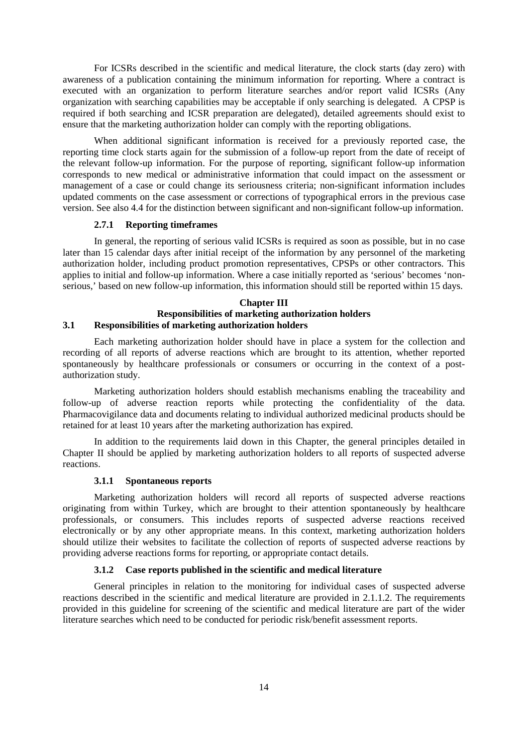For ICSRs described in the scientific and medical literature, the clock starts (day zero) with awareness of a publication containing the minimum information for reporting. Where a contract is executed with an organization to perform literature searches and/or report valid ICSRs (Any organization with searching capabilities may be acceptable if only searching is delegated. A CPSP is required if both searching and ICSR preparation are delegated), detailed agreements should exist to ensure that the marketing authorization holder can comply with the reporting obligations.

When additional significant information is received for a previously reported case, the reporting time clock starts again for the submission of a follow-up report from the date of receipt of the relevant follow-up information. For the purpose of reporting, significant follow-up information corresponds to new medical or administrative information that could impact on the assessment or management of a case or could change its seriousness criteria; non-significant information includes updated comments on the case assessment or corrections of typographical errors in the previous case version. See also 4.4 for the distinction between significant and non-significant follow-up information.

#### 2.7.1 Reporting timeframes

In general, the reporting of serious valid ICSRs is required as soon as possible, but in no case later than 15 calendar days after initial receipt of the information by any personnel of the marketing authorization holder, including product promotion representatives, CPSPs or other contractors. This applies to initial and follow-up information. Where a case initially reported as 'serious' becomes 'non-serious,' based on new follow-up information, this information should still be reported within 15 days.

## Chapter III
## Responsibilities of marketing authorization holders

### 3.1 Responsibilities of marketing authorization holders

Each marketing authorization holder should have in place a system for the collection and recording of all reports of adverse reactions which are brought to its attention, whether reported spontaneously by healthcare professionals or consumers or occurring in the context of a post-authorization study.

Marketing authorization holders should establish mechanisms enabling the traceability and follow-up of adverse reaction reports while protecting the confidentiality of the data. Pharmacovigilance data and documents relating to individual authorized medicinal products should be retained for at least 10 years after the marketing authorization has expired.

In addition to the requirements laid down in this Chapter, the general principles detailed in Chapter II should be applied by marketing authorization holders to all reports of suspected adverse reactions.

#### 3.1.1 Spontaneous reports

Marketing authorization holders will record all reports of suspected adverse reactions originating from within Turkey, which are brought to their attention spontaneously by healthcare professionals, or consumers. This includes reports of suspected adverse reactions received electronically or by any other appropriate means. In this context, marketing authorization holders should utilize their websites to facilitate the collection of reports of suspected adverse reactions by providing adverse reactions forms for reporting, or appropriate contact details.

#### 3.1.2 Case reports published in the scientific and medical literature

General principles in relation to the monitoring for individual cases of suspected adverse reactions described in the scientific and medical literature are provided in 2.1.1.2. The requirements provided in this guideline for screening of the scientific and medical literature are part of the wider literature searches which need to be conducted for periodic risk/benefit assessment reports.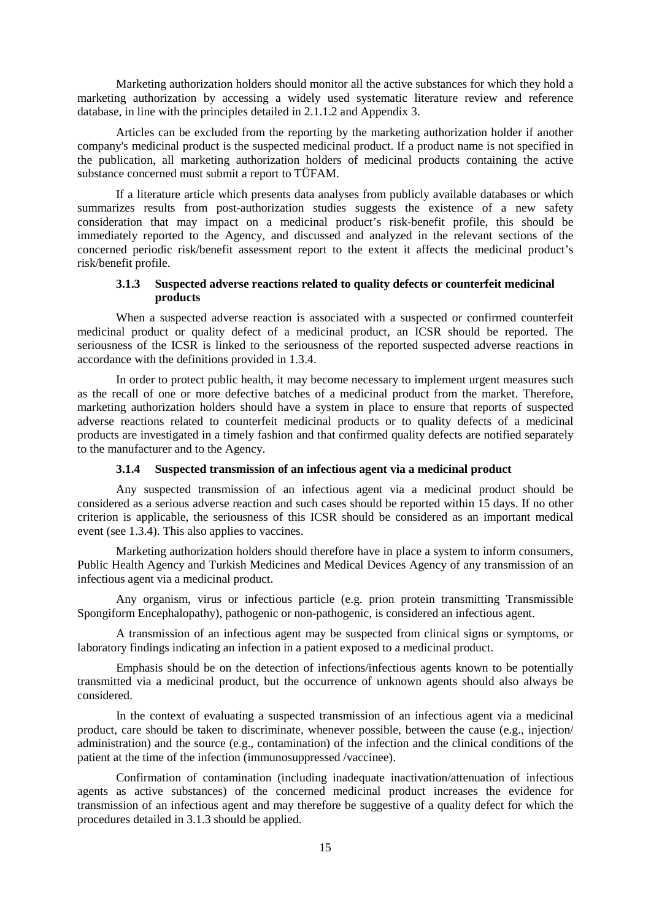Marketing authorization holders should monitor all the active substances for which they hold a marketing authorization by accessing a widely used systematic literature review and reference database, in line with the principles detailed in 2.1.1.2 and Appendix 3.

Articles can be excluded from the reporting by the marketing authorization holder if another company's medicinal product is the suspected medicinal product. If a product name is not specified in the publication, all marketing authorization holders of medicinal products containing the active substance concerned must submit a report to TÜFAM.

If a literature article which presents data analyses from publicly available databases or which summarizes results from post-authorization studies suggests the existence of a new safety consideration that may impact on a medicinal product's risk-benefit profile, this should be immediately reported to the Agency, and discussed and analyzed in the relevant sections of the concerned periodic risk/benefit assessment report to the extent it affects the medicinal product's risk/benefit profile.

### 3.1.3 Suspected adverse reactions related to quality defects or counterfeit medicinal products

When a suspected adverse reaction is associated with a suspected or confirmed counterfeit medicinal product or quality defect of a medicinal product, an ICSR should be reported. The seriousness of the ICSR is linked to the seriousness of the reported suspected adverse reactions in accordance with the definitions provided in 1.3.4.

In order to protect public health, it may become necessary to implement urgent measures such as the recall of one or more defective batches of a medicinal product from the market. Therefore, marketing authorization holders should have a system in place to ensure that reports of suspected adverse reactions related to counterfeit medicinal products or to quality defects of a medicinal products are investigated in a timely fashion and that confirmed quality defects are notified separately to the manufacturer and to the Agency.

### 3.1.4 Suspected transmission of an infectious agent via a medicinal product

Any suspected transmission of an infectious agent via a medicinal product should be considered as a serious adverse reaction and such cases should be reported within 15 days. If no other criterion is applicable, the seriousness of this ICSR should be considered as an important medical event (see 1.3.4). This also applies to vaccines.

Marketing authorization holders should therefore have in place a system to inform consumers, Public Health Agency and Turkish Medicines and Medical Devices Agency of any transmission of an infectious agent via a medicinal product.

Any organism, virus or infectious particle (e.g. prion protein transmitting Transmissible Spongiform Encephalopathy), pathogenic or non-pathogenic, is considered an infectious agent.

A transmission of an infectious agent may be suspected from clinical signs or symptoms, or laboratory findings indicating an infection in a patient exposed to a medicinal product.

Emphasis should be on the detection of infections/infectious agents known to be potentially transmitted via a medicinal product, but the occurrence of unknown agents should also always be considered.

In the context of evaluating a suspected transmission of an infectious agent via a medicinal product, care should be taken to discriminate, whenever possible, between the cause (e.g., injection/ administration) and the source (e.g., contamination) of the infection and the clinical conditions of the patient at the time of the infection (immunosuppressed /vaccinee).

Confirmation of contamination (including inadequate inactivation/attenuation of infectious agents as active substances) of the concerned medicinal product increases the evidence for transmission of an infectious agent and may therefore be suggestive of a quality defect for which the procedures detailed in 3.1.3 should be applied.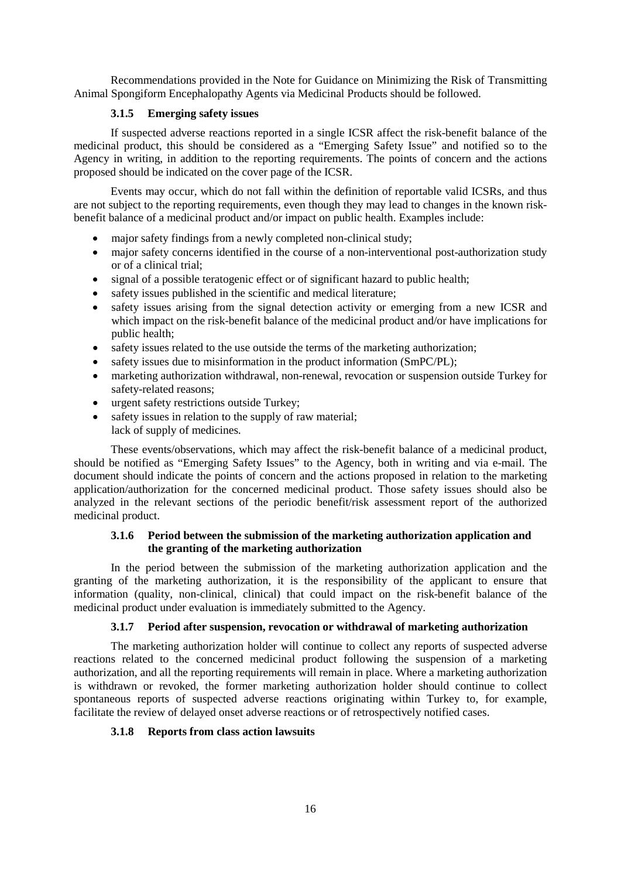Recommendations provided in the Note for Guidance on Minimizing the Risk of Transmitting Animal Spongiform Encephalopathy Agents via Medicinal Products should be followed.

### 3.1.5 Emerging safety issues

If suspected adverse reactions reported in a single ICSR affect the risk-benefit balance of the medicinal product, this should be considered as a "Emerging Safety Issue" and notified so to the Agency in writing, in addition to the reporting requirements. The points of concern and the actions proposed should be indicated on the cover page of the ICSR.

Events may occur, which do not fall within the definition of reportable valid ICSRs, and thus are not subject to the reporting requirements, even though they may lead to changes in the known risk-benefit balance of a medicinal product and/or impact on public health. Examples include:

- major safety findings from a newly completed non-clinical study;
- major safety concerns identified in the course of a non-interventional post-authorization study or of a clinical trial;
- signal of a possible teratogenic effect or of significant hazard to public health;
- safety issues published in the scientific and medical literature;
- safety issues arising from the signal detection activity or emerging from a new ICSR and which impact on the risk-benefit balance of the medicinal product and/or have implications for public health;
- safety issues related to the use outside the terms of the marketing authorization;
- safety issues due to misinformation in the product information (SmPC/PL);
- marketing authorization withdrawal, non-renewal, revocation or suspension outside Turkey for safety-related reasons;
- urgent safety restrictions outside Turkey;
- safety issues in relation to the supply of raw material;
  lack of supply of medicines.

These events/observations, which may affect the risk-benefit balance of a medicinal product, should be notified as "Emerging Safety Issues" to the Agency, both in writing and via e-mail. The document should indicate the points of concern and the actions proposed in relation to the marketing application/authorization for the concerned medicinal product. Those safety issues should also be analyzed in the relevant sections of the periodic benefit/risk assessment report of the authorized medicinal product.

### 3.1.6 Period between the submission of the marketing authorization application and the granting of the marketing authorization

In the period between the submission of the marketing authorization application and the granting of the marketing authorization, it is the responsibility of the applicant to ensure that information (quality, non-clinical, clinical) that could impact on the risk-benefit balance of the medicinal product under evaluation is immediately submitted to the Agency.

### 3.1.7 Period after suspension, revocation or withdrawal of marketing authorization

The marketing authorization holder will continue to collect any reports of suspected adverse reactions related to the concerned medicinal product following the suspension of a marketing authorization, and all the reporting requirements will remain in place. Where a marketing authorization is withdrawn or revoked, the former marketing authorization holder should continue to collect spontaneous reports of suspected adverse reactions originating within Turkey to, for example, facilitate the review of delayed onset adverse reactions or of retrospectively notified cases.

### 3.1.8 Reports from class action lawsuits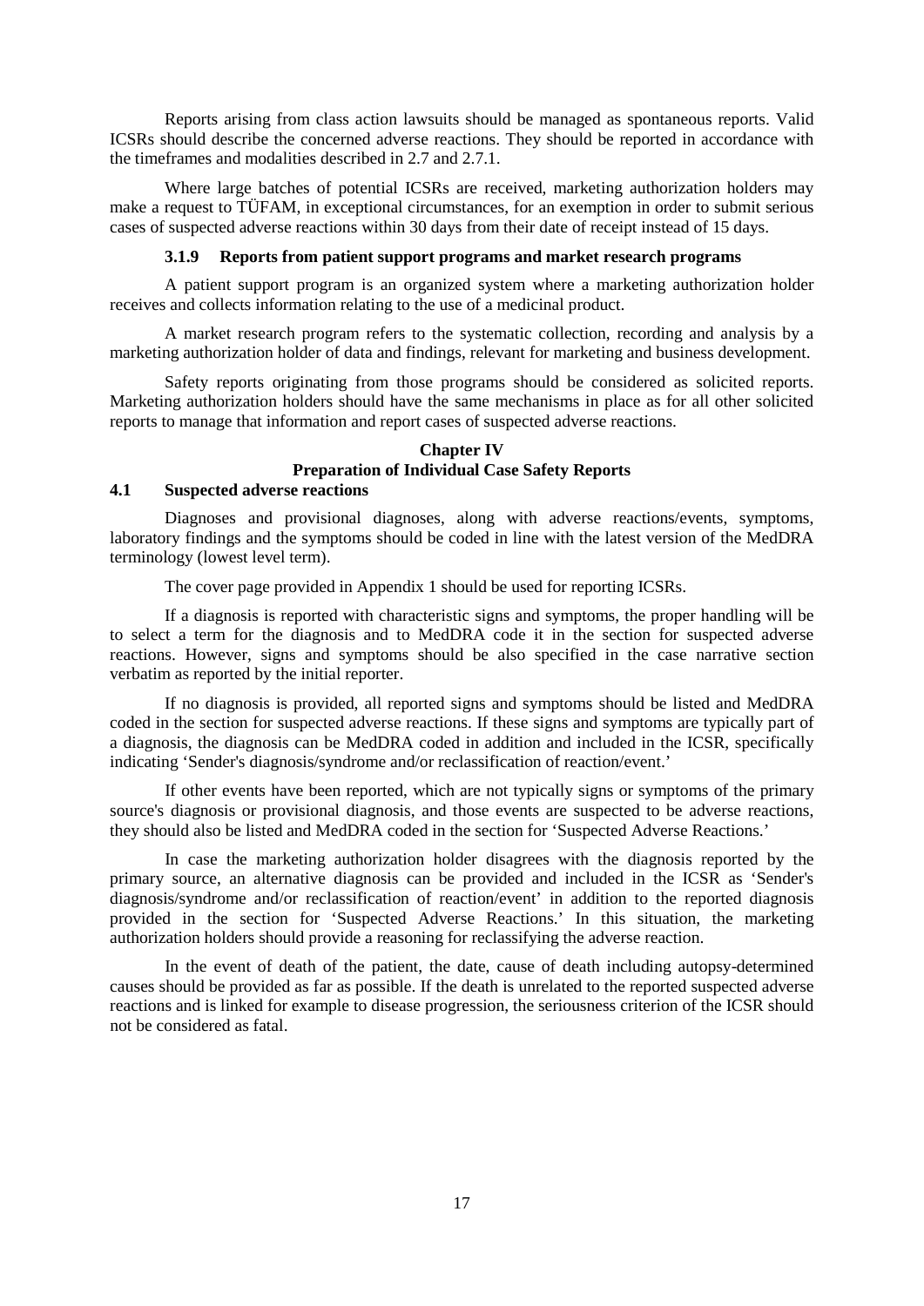Reports arising from class action lawsuits should be managed as spontaneous reports. Valid ICSRs should describe the concerned adverse reactions. They should be reported in accordance with the timeframes and modalities described in 2.7 and 2.7.1.

Where large batches of potential ICSRs are received, marketing authorization holders may make a request to TÜFAM, in exceptional circumstances, for an exemption in order to submit serious cases of suspected adverse reactions within 30 days from their date of receipt instead of 15 days.

### 3.1.9 Reports from patient support programs and market research programs

A patient support program is an organized system where a marketing authorization holder receives and collects information relating to the use of a medicinal product.

A market research program refers to the systematic collection, recording and analysis by a marketing authorization holder of data and findings, relevant for marketing and business development.

Safety reports originating from those programs should be considered as solicited reports. Marketing authorization holders should have the same mechanisms in place as for all other solicited reports to manage that information and report cases of suspected adverse reactions.

## Chapter IV
## Preparation of Individual Case Safety Reports

### 4.1 Suspected adverse reactions

Diagnoses and provisional diagnoses, along with adverse reactions/events, symptoms, laboratory findings and the symptoms should be coded in line with the latest version of the MedDRA terminology (lowest level term).

The cover page provided in Appendix 1 should be used for reporting ICSRs.

If a diagnosis is reported with characteristic signs and symptoms, the proper handling will be to select a term for the diagnosis and to MedDRA code it in the section for suspected adverse reactions. However, signs and symptoms should be also specified in the case narrative section verbatim as reported by the initial reporter.

If no diagnosis is provided, all reported signs and symptoms should be listed and MedDRA coded in the section for suspected adverse reactions. If these signs and symptoms are typically part of a diagnosis, the diagnosis can be MedDRA coded in addition and included in the ICSR, specifically indicating 'Sender's diagnosis/syndrome and/or reclassification of reaction/event.'

If other events have been reported, which are not typically signs or symptoms of the primary source's diagnosis or provisional diagnosis, and those events are suspected to be adverse reactions, they should also be listed and MedDRA coded in the section for 'Suspected Adverse Reactions.'

In case the marketing authorization holder disagrees with the diagnosis reported by the primary source, an alternative diagnosis can be provided and included in the ICSR as 'Sender's diagnosis/syndrome and/or reclassification of reaction/event' in addition to the reported diagnosis provided in the section for 'Suspected Adverse Reactions.' In this situation, the marketing authorization holders should provide a reasoning for reclassifying the adverse reaction.

In the event of death of the patient, the date, cause of death including autopsy-determined causes should be provided as far as possible. If the death is unrelated to the reported suspected adverse reactions and is linked for example to disease progression, the seriousness criterion of the ICSR should not be considered as fatal.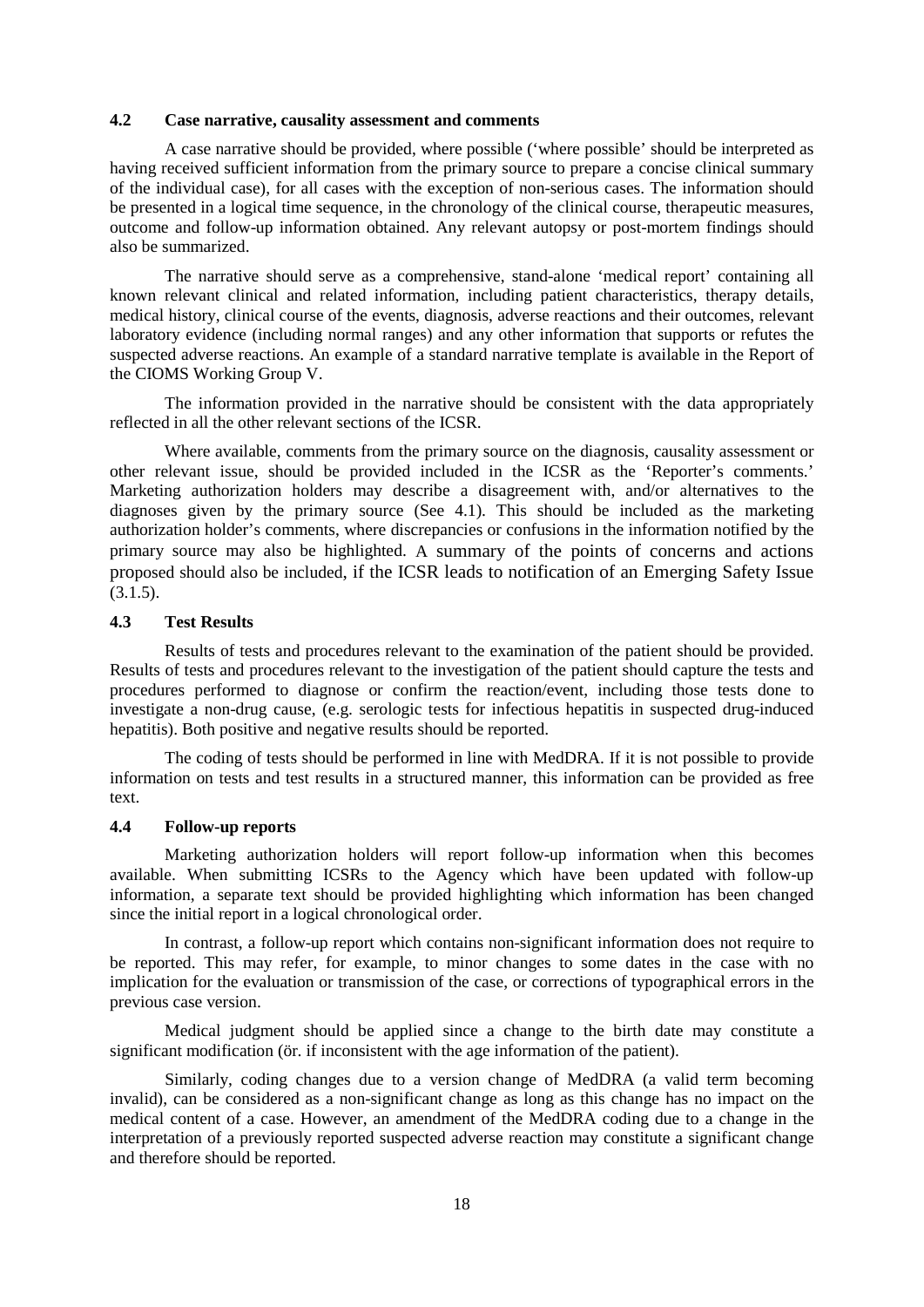### 4.2 Case narrative, causality assessment and comments

A case narrative should be provided, where possible ('where possible' should be interpreted as having received sufficient information from the primary source to prepare a concise clinical summary of the individual case), for all cases with the exception of non-serious cases. The information should be presented in a logical time sequence, in the chronology of the clinical course, therapeutic measures, outcome and follow-up information obtained. Any relevant autopsy or post-mortem findings should also be summarized.

The narrative should serve as a comprehensive, stand-alone 'medical report' containing all known relevant clinical and related information, including patient characteristics, therapy details, medical history, clinical course of the events, diagnosis, adverse reactions and their outcomes, relevant laboratory evidence (including normal ranges) and any other information that supports or refutes the suspected adverse reactions. An example of a standard narrative template is available in the Report of the CIOMS Working Group V.

The information provided in the narrative should be consistent with the data appropriately reflected in all the other relevant sections of the ICSR.

Where available, comments from the primary source on the diagnosis, causality assessment or other relevant issue, should be provided included in the ICSR as the 'Reporter's comments.' Marketing authorization holders may describe a disagreement with, and/or alternatives to the diagnoses given by the primary source (See 4.1). This should be included as the marketing authorization holder's comments, where discrepancies or confusions in the information notified by the primary source may also be highlighted. A summary of the points of concerns and actions proposed should also be included, if the ICSR leads to notification of an Emerging Safety Issue (3.1.5).

### 4.3 Test Results

Results of tests and procedures relevant to the examination of the patient should be provided. Results of tests and procedures relevant to the investigation of the patient should capture the tests and procedures performed to diagnose or confirm the reaction/event, including those tests done to investigate a non-drug cause, (e.g. serologic tests for infectious hepatitis in suspected drug-induced hepatitis). Both positive and negative results should be reported.

The coding of tests should be performed in line with MedDRA. If it is not possible to provide information on tests and test results in a structured manner, this information can be provided as free text.

### 4.4 Follow-up reports

Marketing authorization holders will report follow-up information when this becomes available. When submitting ICSRs to the Agency which have been updated with follow-up information, a separate text should be provided highlighting which information has been changed since the initial report in a logical chronological order.

In contrast, a follow-up report which contains non-significant information does not require to be reported. This may refer, for example, to minor changes to some dates in the case with no implication for the evaluation or transmission of the case, or corrections of typographical errors in the previous case version.

Medical judgment should be applied since a change to the birth date may constitute a significant modification (ör. if inconsistent with the age information of the patient).

Similarly, coding changes due to a version change of MedDRA (a valid term becoming invalid), can be considered as a non-significant change as long as this change has no impact on the medical content of a case. However, an amendment of the MedDRA coding due to a change in the interpretation of a previously reported suspected adverse reaction may constitute a significant change and therefore should be reported.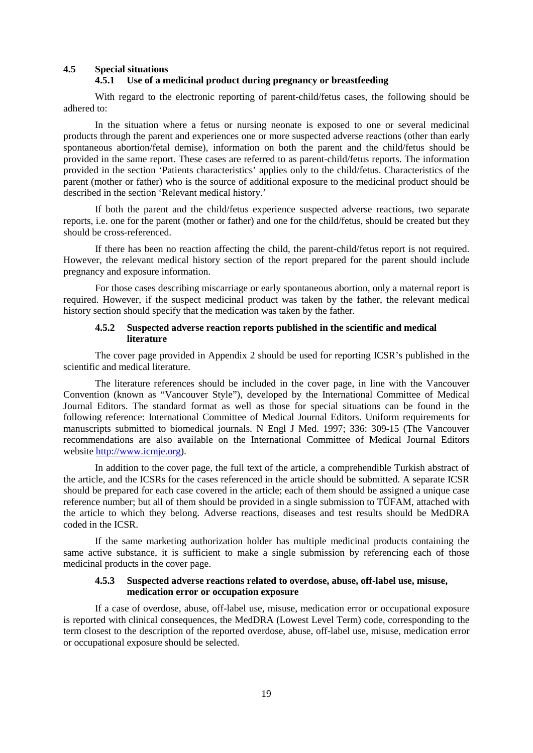## 4.5 Special situations

### 4.5.1 Use of a medicinal product during pregnancy or breastfeeding

With regard to the electronic reporting of parent-child/fetus cases, the following should be adhered to:

In the situation where a fetus or nursing neonate is exposed to one or several medicinal products through the parent and experiences one or more suspected adverse reactions (other than early spontaneous abortion/fetal demise), information on both the parent and the child/fetus should be provided in the same report. These cases are referred to as parent-child/fetus reports. The information provided in the section 'Patients characteristics' applies only to the child/fetus. Characteristics of the parent (mother or father) who is the source of additional exposure to the medicinal product should be described in the section 'Relevant medical history.'

If both the parent and the child/fetus experience suspected adverse reactions, two separate reports, i.e. one for the parent (mother or father) and one for the child/fetus, should be created but they should be cross-referenced.

If there has been no reaction affecting the child, the parent-child/fetus report is not required. However, the relevant medical history section of the report prepared for the parent should include pregnancy and exposure information.

For those cases describing miscarriage or early spontaneous abortion, only a maternal report is required. However, if the suspect medicinal product was taken by the father, the relevant medical history section should specify that the medication was taken by the father.

### 4.5.2 Suspected adverse reaction reports published in the scientific and medical literature

The cover page provided in Appendix 2 should be used for reporting ICSR's published in the scientific and medical literature.

The literature references should be included in the cover page, in line with the Vancouver Convention (known as "Vancouver Style"), developed by the International Committee of Medical Journal Editors. The standard format as well as those for special situations can be found in the following reference: International Committee of Medical Journal Editors. Uniform requirements for manuscripts submitted to biomedical journals. N Engl J Med. 1997; 336: 309-15 (The Vancouver recommendations are also available on the International Committee of Medical Journal Editors website http://www.icmje.org).

In addition to the cover page, the full text of the article, a comprehendible Turkish abstract of the article, and the ICSRs for the cases referenced in the article should be submitted. A separate ICSR should be prepared for each case covered in the article; each of them should be assigned a unique case reference number; but all of them should be provided in a single submission to TÜFAM, attached with the article to which they belong. Adverse reactions, diseases and test results should be MedDRA coded in the ICSR.

If the same marketing authorization holder has multiple medicinal products containing the same active substance, it is sufficient to make a single submission by referencing each of those medicinal products in the cover page.

### 4.5.3 Suspected adverse reactions related to overdose, abuse, off-label use, misuse, medication error or occupation exposure

If a case of overdose, abuse, off-label use, misuse, medication error or occupational exposure is reported with clinical consequences, the MedDRA (Lowest Level Term) code, corresponding to the term closest to the description of the reported overdose, abuse, off-label use, misuse, medication error or occupational exposure should be selected.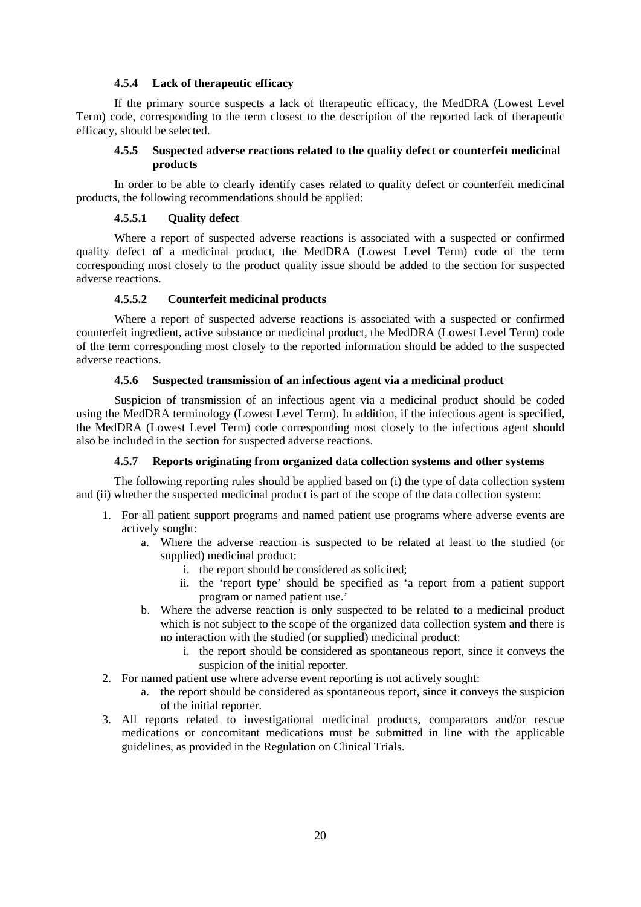#### 4.5.4 Lack of therapeutic efficacy

If the primary source suspects a lack of therapeutic efficacy, the MedDRA (Lowest Level Term) code, corresponding to the term closest to the description of the reported lack of therapeutic efficacy, should be selected.

#### 4.5.5 Suspected adverse reactions related to the quality defect or counterfeit medicinal products

In order to be able to clearly identify cases related to quality defect or counterfeit medicinal products, the following recommendations should be applied:

##### 4.5.5.1 Quality defect

Where a report of suspected adverse reactions is associated with a suspected or confirmed quality defect of a medicinal product, the MedDRA (Lowest Level Term) code of the term corresponding most closely to the product quality issue should be added to the section for suspected adverse reactions.

##### 4.5.5.2 Counterfeit medicinal products

Where a report of suspected adverse reactions is associated with a suspected or confirmed counterfeit ingredient, active substance or medicinal product, the MedDRA (Lowest Level Term) code of the term corresponding most closely to the reported information should be added to the suspected adverse reactions.

#### 4.5.6 Suspected transmission of an infectious agent via a medicinal product

Suspicion of transmission of an infectious agent via a medicinal product should be coded using the MedDRA terminology (Lowest Level Term). In addition, if the infectious agent is specified, the MedDRA (Lowest Level Term) code corresponding most closely to the infectious agent should also be included in the section for suspected adverse reactions.

#### 4.5.7 Reports originating from organized data collection systems and other systems

The following reporting rules should be applied based on (i) the type of data collection system and (ii) whether the suspected medicinal product is part of the scope of the data collection system:

1. For all patient support programs and named patient use programs where adverse events are actively sought:
   a. Where the adverse reaction is suspected to be related at least to the studied (or supplied) medicinal product:
      i. the report should be considered as solicited;
      ii. the 'report type' should be specified as 'a report from a patient support program or named patient use.'
   b. Where the adverse reaction is only suspected to be related to a medicinal product which is not subject to the scope of the organized data collection system and there is no interaction with the studied (or supplied) medicinal product:
      i. the report should be considered as spontaneous report, since it conveys the suspicion of the initial reporter.
2. For named patient use where adverse event reporting is not actively sought:
   a. the report should be considered as spontaneous report, since it conveys the suspicion of the initial reporter.
3. All reports related to investigational medicinal products, comparators and/or rescue medications or concomitant medications must be submitted in line with the applicable guidelines, as provided in the Regulation on Clinical Trials.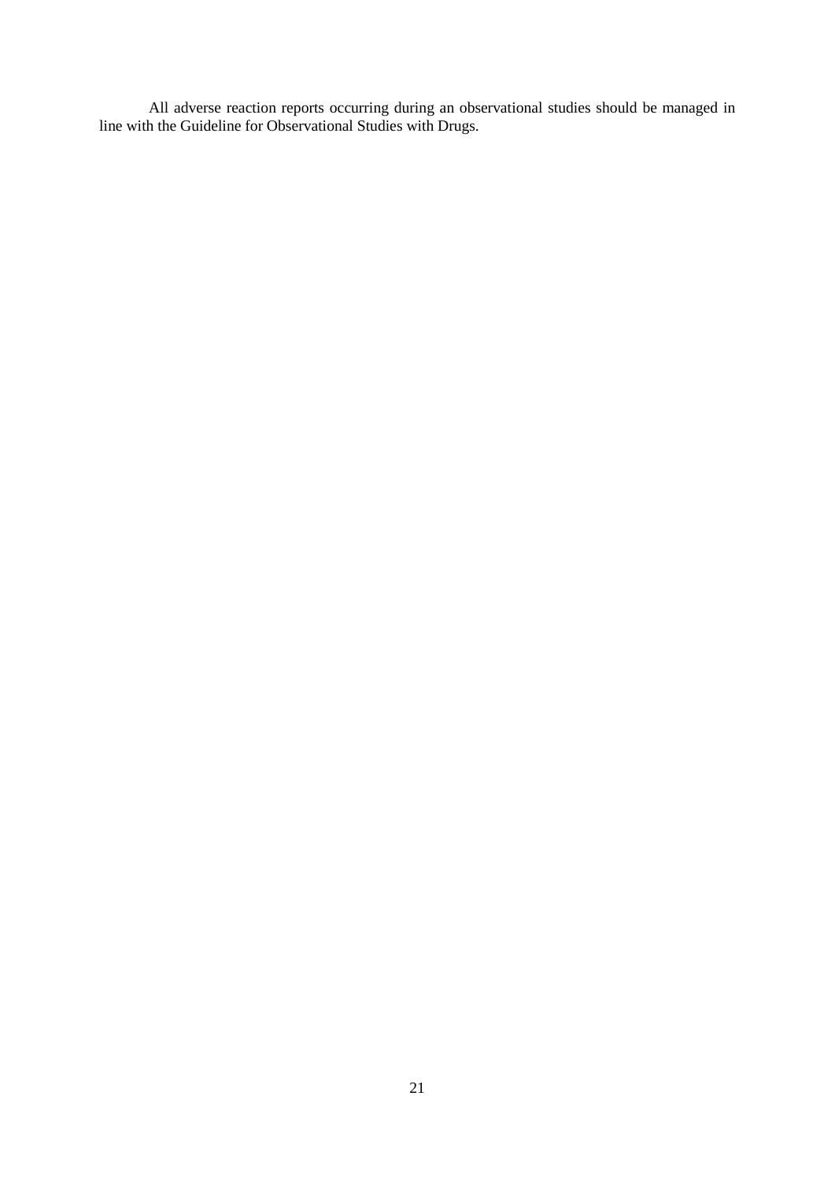All adverse reaction reports occurring during an observational studies should be managed in line with the Guideline for Observational Studies with Drugs.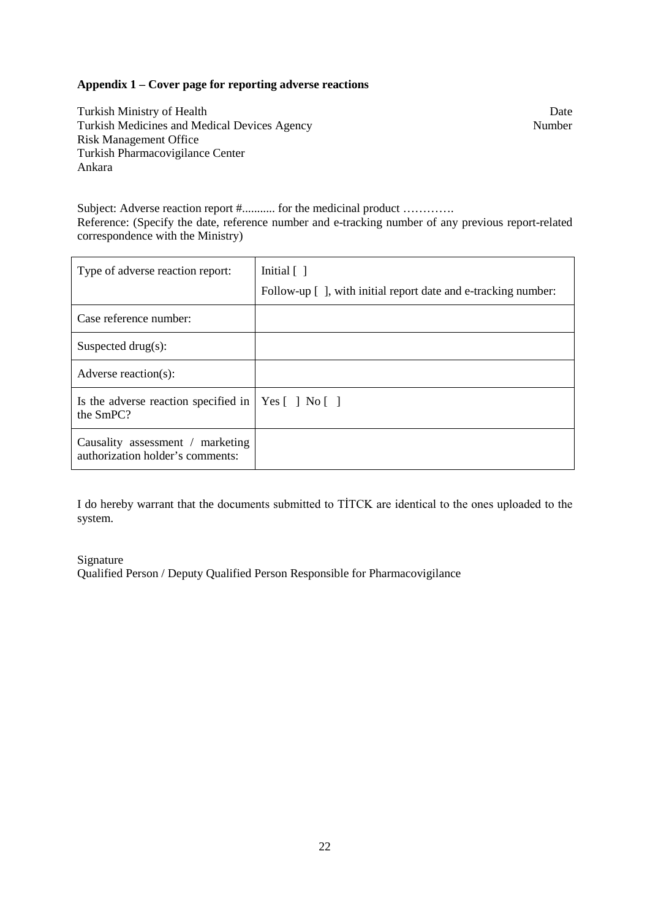**Appendix 1 – Cover page for reporting adverse reactions**

Turkish Ministry of Health  
Turkish Medicines and Medical Devices Agency  
Risk Management Office  
Turkish Pharmacovigilance Center  
Ankara

Date  
Number

Subject: Adverse reaction report #........... for the medicinal product ………….  
Reference: (Specify the date, reference number and e-tracking number of any previous report-related correspondence with the Ministry)

| Type of adverse reaction report: | Initial [ ]<br>Follow-up [ ], with initial report date and e-tracking number: |
|---|---|
| Case reference number: | |
| Suspected drug(s): | |
| Adverse reaction(s): | |
| Is the adverse reaction specified in the SmPC? | Yes [ ] No [ ] |
| Causality assessment / marketing authorization holder's comments: | |

I do hereby warrant that the documents submitted to TİTCK are identical to the ones uploaded to the system.

Signature  
Qualified Person / Deputy Qualified Person Responsible for Pharmacovigilance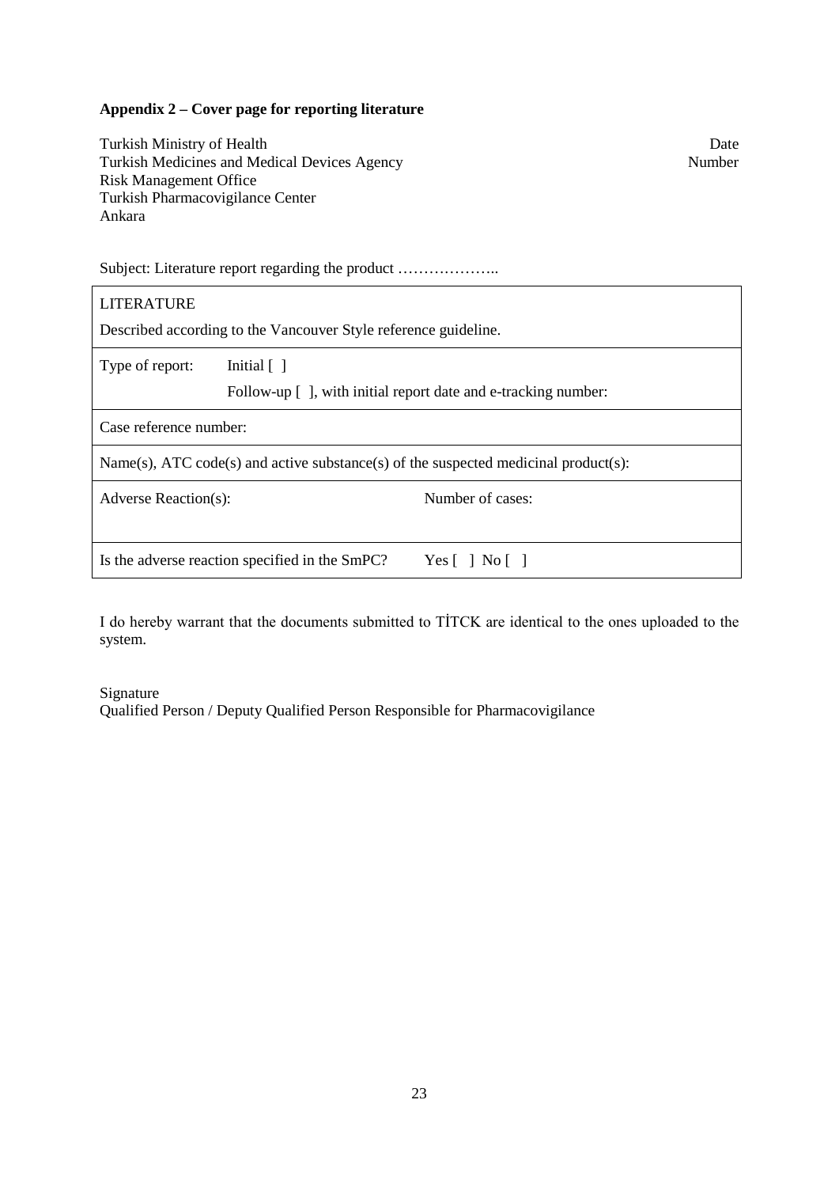**Appendix 2 – Cover page for reporting literature**

Turkish Ministry of Health
Turkish Medicines and Medical Devices Agency
Risk Management Office
Turkish Pharmacovigilance Center
Ankara

Date
Number

Subject: Literature report regarding the product ………………..

| LITERATURE<br>Described according to the Vancouver Style reference guideline. | |
|---|---|
| Type of report: Initial [ ]<br>Follow-up [ ], with initial report date and e-tracking number: | |
| Case reference number: | |
| Name(s), ATC code(s) and active substance(s) of the suspected medicinal product(s): | |
| Adverse Reaction(s): | Number of cases: |
| Is the adverse reaction specified in the SmPC? | Yes [ ] No [ ] |

I do hereby warrant that the documents submitted to TİTCK are identical to the ones uploaded to the system.

Signature
Qualified Person / Deputy Qualified Person Responsible for Pharmacovigilance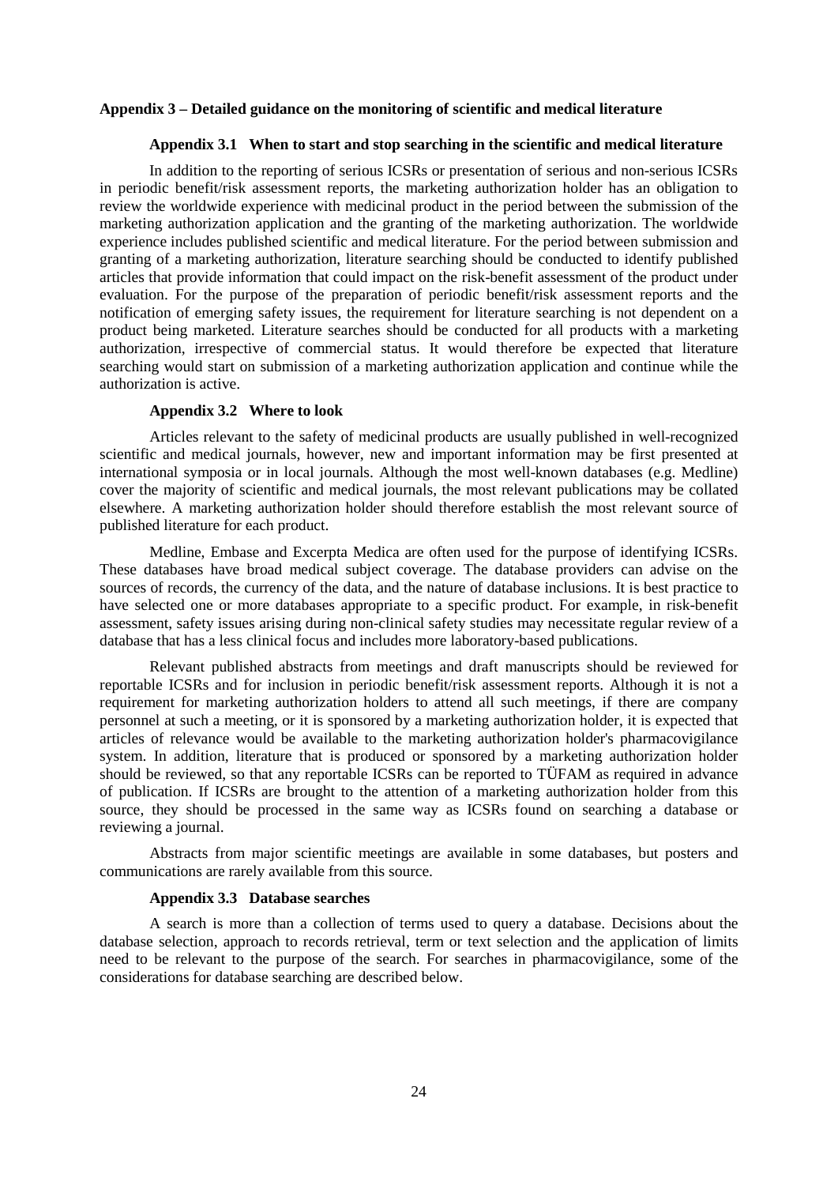## Appendix 3 – Detailed guidance on the monitoring of scientific and medical literature

### Appendix 3.1 When to start and stop searching in the scientific and medical literature

In addition to the reporting of serious ICSRs or presentation of serious and non-serious ICSRs in periodic benefit/risk assessment reports, the marketing authorization holder has an obligation to review the worldwide experience with medicinal product in the period between the submission of the marketing authorization application and the granting of the marketing authorization. The worldwide experience includes published scientific and medical literature. For the period between submission and granting of a marketing authorization, literature searching should be conducted to identify published articles that provide information that could impact on the risk-benefit assessment of the product under evaluation. For the purpose of the preparation of periodic benefit/risk assessment reports and the notification of emerging safety issues, the requirement for literature searching is not dependent on a product being marketed. Literature searches should be conducted for all products with a marketing authorization, irrespective of commercial status. It would therefore be expected that literature searching would start on submission of a marketing authorization application and continue while the authorization is active.

### Appendix 3.2 Where to look

Articles relevant to the safety of medicinal products are usually published in well-recognized scientific and medical journals, however, new and important information may be first presented at international symposia or in local journals. Although the most well-known databases (e.g. Medline) cover the majority of scientific and medical journals, the most relevant publications may be collated elsewhere. A marketing authorization holder should therefore establish the most relevant source of published literature for each product.

Medline, Embase and Excerpta Medica are often used for the purpose of identifying ICSRs. These databases have broad medical subject coverage. The database providers can advise on the sources of records, the currency of the data, and the nature of database inclusions. It is best practice to have selected one or more databases appropriate to a specific product. For example, in risk-benefit assessment, safety issues arising during non-clinical safety studies may necessitate regular review of a database that has a less clinical focus and includes more laboratory-based publications.

Relevant published abstracts from meetings and draft manuscripts should be reviewed for reportable ICSRs and for inclusion in periodic benefit/risk assessment reports. Although it is not a requirement for marketing authorization holders to attend all such meetings, if there are company personnel at such a meeting, or it is sponsored by a marketing authorization holder, it is expected that articles of relevance would be available to the marketing authorization holder's pharmacovigilance system. In addition, literature that is produced or sponsored by a marketing authorization holder should be reviewed, so that any reportable ICSRs can be reported to TÜFAM as required in advance of publication. If ICSRs are brought to the attention of a marketing authorization holder from this source, they should be processed in the same way as ICSRs found on searching a database or reviewing a journal.

Abstracts from major scientific meetings are available in some databases, but posters and communications are rarely available from this source.

### Appendix 3.3 Database searches

A search is more than a collection of terms used to query a database. Decisions about the database selection, approach to records retrieval, term or text selection and the application of limits need to be relevant to the purpose of the search. For searches in pharmacovigilance, some of the considerations for database searching are described below.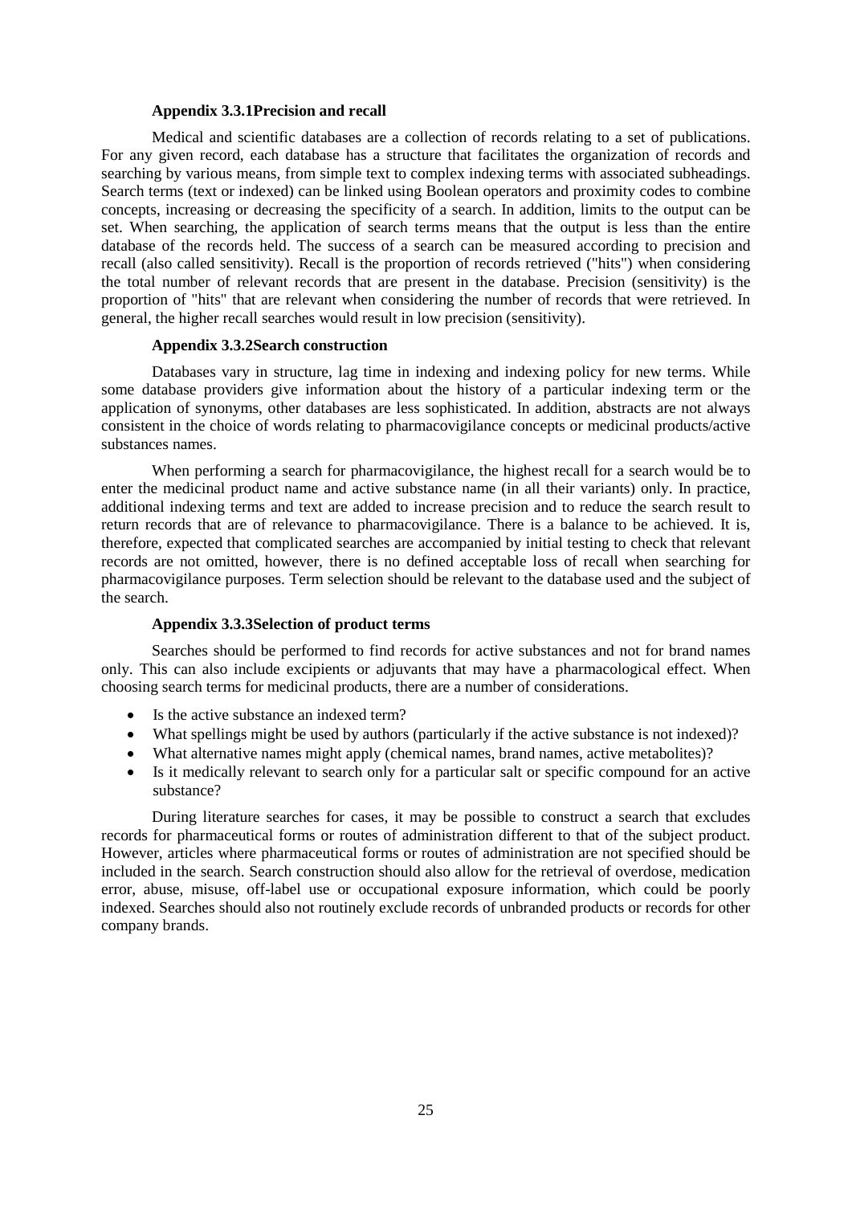### Appendix 3.3.1Precision and recall

Medical and scientific databases are a collection of records relating to a set of publications. For any given record, each database has a structure that facilitates the organization of records and searching by various means, from simple text to complex indexing terms with associated subheadings. Search terms (text or indexed) can be linked using Boolean operators and proximity codes to combine concepts, increasing or decreasing the specificity of a search. In addition, limits to the output can be set. When searching, the application of search terms means that the output is less than the entire database of the records held. The success of a search can be measured according to precision and recall (also called sensitivity). Recall is the proportion of records retrieved ("hits") when considering the total number of relevant records that are present in the database. Precision (sensitivity) is the proportion of "hits" that are relevant when considering the number of records that were retrieved. In general, the higher recall searches would result in low precision (sensitivity).

### Appendix 3.3.2Search construction

Databases vary in structure, lag time in indexing and indexing policy for new terms. While some database providers give information about the history of a particular indexing term or the application of synonyms, other databases are less sophisticated. In addition, abstracts are not always consistent in the choice of words relating to pharmacovigilance concepts or medicinal products/active substances names.

When performing a search for pharmacovigilance, the highest recall for a search would be to enter the medicinal product name and active substance name (in all their variants) only. In practice, additional indexing terms and text are added to increase precision and to reduce the search result to return records that are of relevance to pharmacovigilance. There is a balance to be achieved. It is, therefore, expected that complicated searches are accompanied by initial testing to check that relevant records are not omitted, however, there is no defined acceptable loss of recall when searching for pharmacovigilance purposes. Term selection should be relevant to the database used and the subject of the search.

### Appendix 3.3.3Selection of product terms

Searches should be performed to find records for active substances and not for brand names only. This can also include excipients or adjuvants that may have a pharmacological effect. When choosing search terms for medicinal products, there are a number of considerations.

- Is the active substance an indexed term?
- What spellings might be used by authors (particularly if the active substance is not indexed)?
- What alternative names might apply (chemical names, brand names, active metabolites)?
- Is it medically relevant to search only for a particular salt or specific compound for an active substance?

During literature searches for cases, it may be possible to construct a search that excludes records for pharmaceutical forms or routes of administration different to that of the subject product. However, articles where pharmaceutical forms or routes of administration are not specified should be included in the search. Search construction should also allow for the retrieval of overdose, medication error, abuse, misuse, off-label use or occupational exposure information, which could be poorly indexed. Searches should also not routinely exclude records of unbranded products or records for other company brands.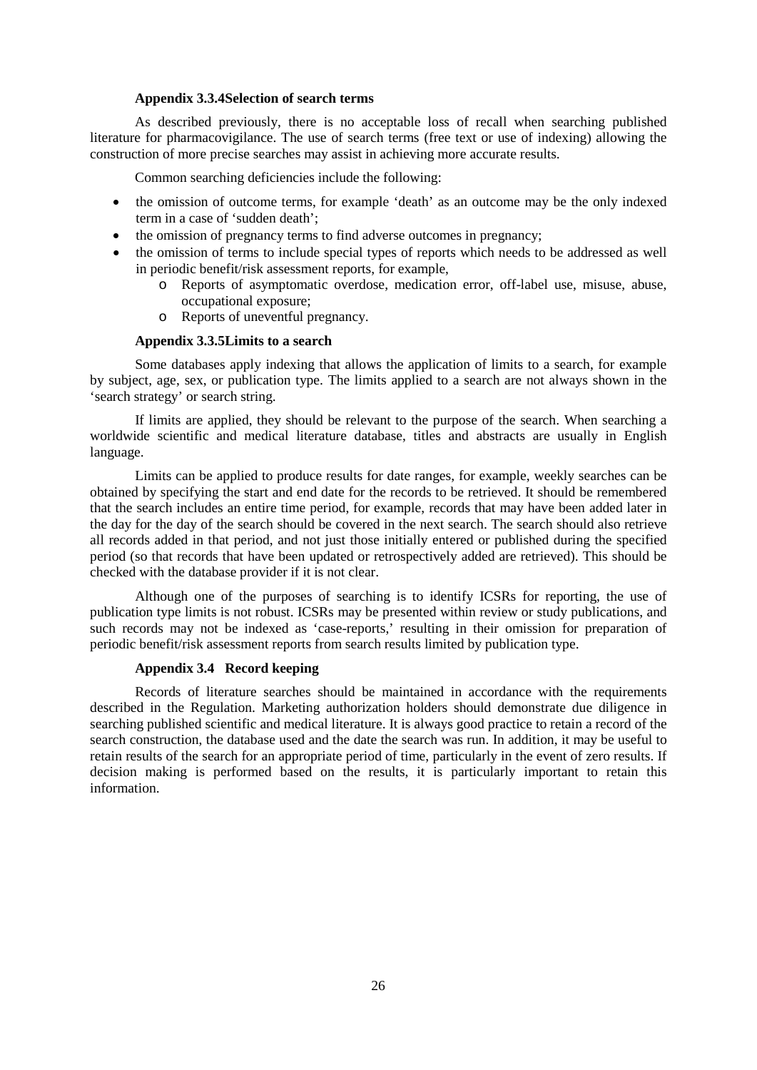#### Appendix 3.3.4Selection of search terms

As described previously, there is no acceptable loss of recall when searching published literature for pharmacovigilance. The use of search terms (free text or use of indexing) allowing the construction of more precise searches may assist in achieving more accurate results.

Common searching deficiencies include the following:

- the omission of outcome terms, for example 'death' as an outcome may be the only indexed term in a case of 'sudden death';
- the omission of pregnancy terms to find adverse outcomes in pregnancy;
- the omission of terms to include special types of reports which needs to be addressed as well in periodic benefit/risk assessment reports, for example,
    - Reports of asymptomatic overdose, medication error, off-label use, misuse, abuse, occupational exposure;
    - Reports of uneventful pregnancy.

#### Appendix 3.3.5Limits to a search

Some databases apply indexing that allows the application of limits to a search, for example by subject, age, sex, or publication type. The limits applied to a search are not always shown in the 'search strategy' or search string.

If limits are applied, they should be relevant to the purpose of the search. When searching a worldwide scientific and medical literature database, titles and abstracts are usually in English language.

Limits can be applied to produce results for date ranges, for example, weekly searches can be obtained by specifying the start and end date for the records to be retrieved. It should be remembered that the search includes an entire time period, for example, records that may have been added later in the day for the day of the search should be covered in the next search. The search should also retrieve all records added in that period, and not just those initially entered or published during the specified period (so that records that have been updated or retrospectively added are retrieved). This should be checked with the database provider if it is not clear.

Although one of the purposes of searching is to identify ICSRs for reporting, the use of publication type limits is not robust. ICSRs may be presented within review or study publications, and such records may not be indexed as 'case-reports,' resulting in their omission for preparation of periodic benefit/risk assessment reports from search results limited by publication type.

### Appendix 3.4 Record keeping

Records of literature searches should be maintained in accordance with the requirements described in the Regulation. Marketing authorization holders should demonstrate due diligence in searching published scientific and medical literature. It is always good practice to retain a record of the search construction, the database used and the date the search was run. In addition, it may be useful to retain results of the search for an appropriate period of time, particularly in the event of zero results. If decision making is performed based on the results, it is particularly important to retain this information.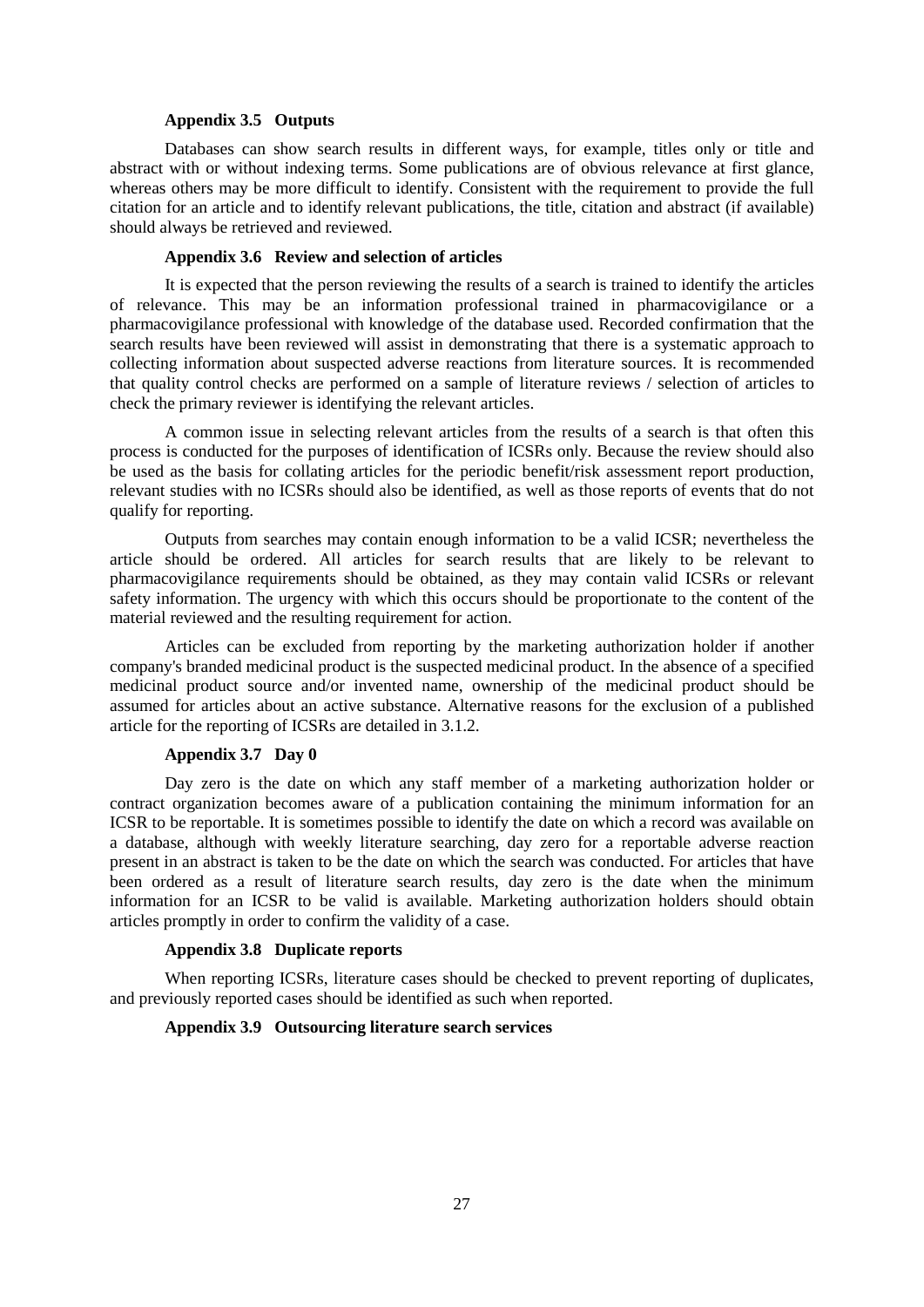#### Appendix 3.5 Outputs

Databases can show search results in different ways, for example, titles only or title and abstract with or without indexing terms. Some publications are of obvious relevance at first glance, whereas others may be more difficult to identify. Consistent with the requirement to provide the full citation for an article and to identify relevant publications, the title, citation and abstract (if available) should always be retrieved and reviewed.

#### Appendix 3.6 Review and selection of articles

It is expected that the person reviewing the results of a search is trained to identify the articles of relevance. This may be an information professional trained in pharmacovigilance or a pharmacovigilance professional with knowledge of the database used. Recorded confirmation that the search results have been reviewed will assist in demonstrating that there is a systematic approach to collecting information about suspected adverse reactions from literature sources. It is recommended that quality control checks are performed on a sample of literature reviews / selection of articles to check the primary reviewer is identifying the relevant articles.

A common issue in selecting relevant articles from the results of a search is that often this process is conducted for the purposes of identification of ICSRs only. Because the review should also be used as the basis for collating articles for the periodic benefit/risk assessment report production, relevant studies with no ICSRs should also be identified, as well as those reports of events that do not qualify for reporting.

Outputs from searches may contain enough information to be a valid ICSR; nevertheless the article should be ordered. All articles for search results that are likely to be relevant to pharmacovigilance requirements should be obtained, as they may contain valid ICSRs or relevant safety information. The urgency with which this occurs should be proportionate to the content of the material reviewed and the resulting requirement for action.

Articles can be excluded from reporting by the marketing authorization holder if another company's branded medicinal product is the suspected medicinal product. In the absence of a specified medicinal product source and/or invented name, ownership of the medicinal product should be assumed for articles about an active substance. Alternative reasons for the exclusion of a published article for the reporting of ICSRs are detailed in 3.1.2.

#### Appendix 3.7 Day 0

Day zero is the date on which any staff member of a marketing authorization holder or contract organization becomes aware of a publication containing the minimum information for an ICSR to be reportable. It is sometimes possible to identify the date on which a record was available on a database, although with weekly literature searching, day zero for a reportable adverse reaction present in an abstract is taken to be the date on which the search was conducted. For articles that have been ordered as a result of literature search results, day zero is the date when the minimum information for an ICSR to be valid is available. Marketing authorization holders should obtain articles promptly in order to confirm the validity of a case.

#### Appendix 3.8 Duplicate reports

When reporting ICSRs, literature cases should be checked to prevent reporting of duplicates, and previously reported cases should be identified as such when reported.

#### Appendix 3.9 Outsourcing literature search services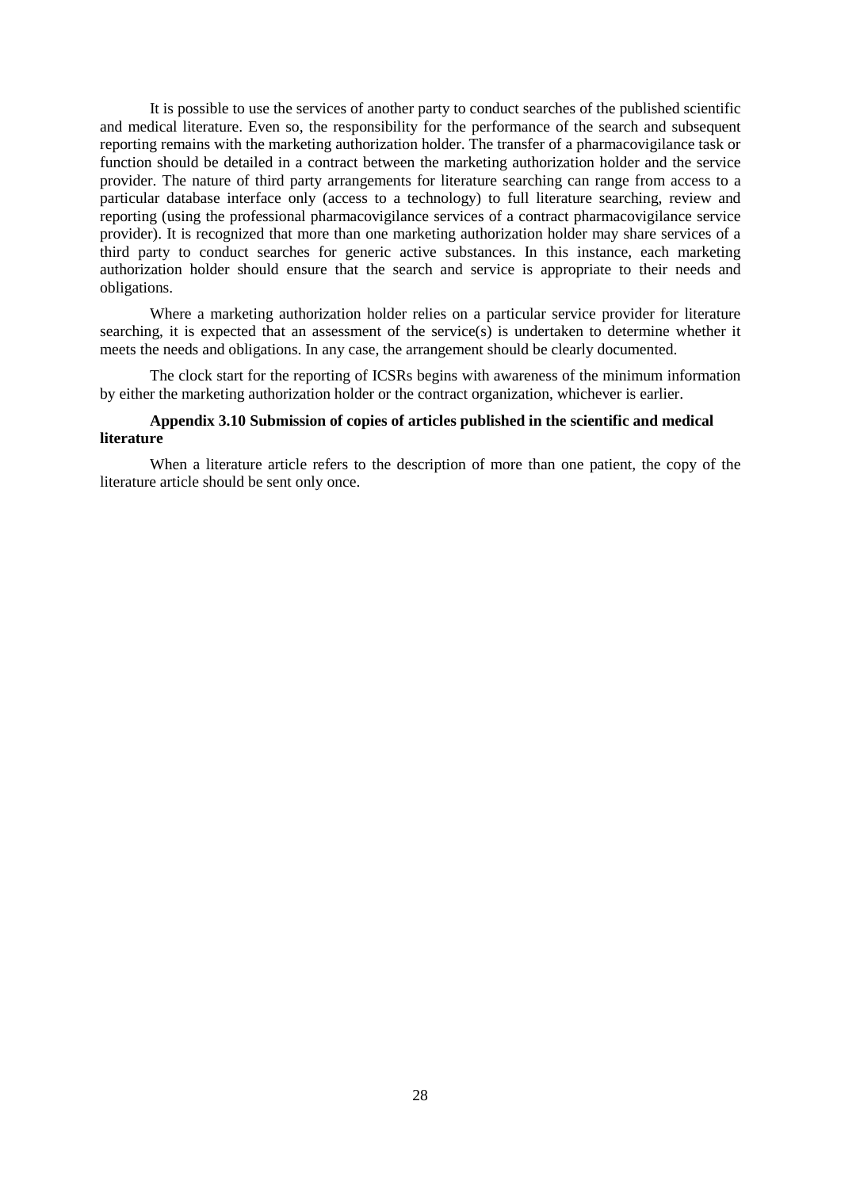It is possible to use the services of another party to conduct searches of the published scientific and medical literature. Even so, the responsibility for the performance of the search and subsequent reporting remains with the marketing authorization holder. The transfer of a pharmacovigilance task or function should be detailed in a contract between the marketing authorization holder and the service provider. The nature of third party arrangements for literature searching can range from access to a particular database interface only (access to a technology) to full literature searching, review and reporting (using the professional pharmacovigilance services of a contract pharmacovigilance service provider). It is recognized that more than one marketing authorization holder may share services of a third party to conduct searches for generic active substances. In this instance, each marketing authorization holder should ensure that the search and service is appropriate to their needs and obligations.

Where a marketing authorization holder relies on a particular service provider for literature searching, it is expected that an assessment of the service(s) is undertaken to determine whether it meets the needs and obligations. In any case, the arrangement should be clearly documented.

The clock start for the reporting of ICSRs begins with awareness of the minimum information by either the marketing authorization holder or the contract organization, whichever is earlier.

**Appendix 3.10 Submission of copies of articles published in the scientific and medical literature**

When a literature article refers to the description of more than one patient, the copy of the literature article should be sent only once.